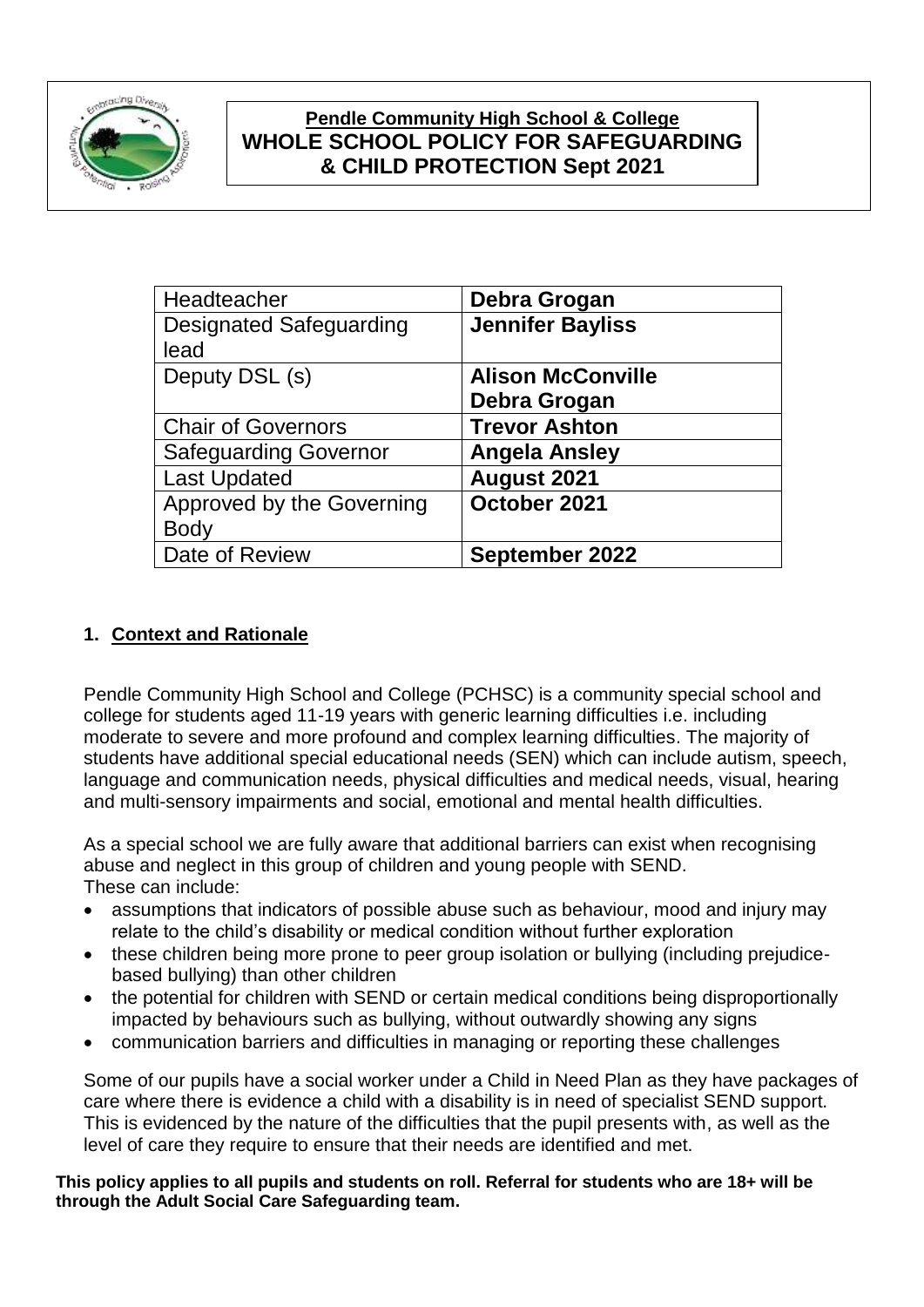**Pendle Community High School & College**
**WHOLE SCHOOL POLICY FOR SAFEGUARDING & CHILD PROTECTION Sept 2021**

| | |
|---|---|
| Headteacher | **Debra Grogan** |
| Designated Safeguarding lead | **Jennifer Bayliss** |
| Deputy DSL (s) | **Alison McConville**<br>**Debra Grogan** |
| Chair of Governors | **Trevor Ashton** |
| Safeguarding Governor | **Angela Ansley** |
| Last Updated | **August 2021** |
| Approved by the Governing Body | **October 2021** |
| Date of Review | **September 2022** |

## 1. Context and Rationale

Pendle Community High School and College (PCHSC) is a community special school and college for students aged 11-19 years with generic learning difficulties i.e. including moderate to severe and more profound and complex learning difficulties. The majority of students have additional special educational needs (SEN) which can include autism, speech, language and communication needs, physical difficulties and medical needs, visual, hearing and multi-sensory impairments and social, emotional and mental health difficulties.

As a special school we are fully aware that additional barriers can exist when recognising abuse and neglect in this group of children and young people with SEND. These can include:

- assumptions that indicators of possible abuse such as behaviour, mood and injury may relate to the child's disability or medical condition without further exploration
- these children being more prone to peer group isolation or bullying (including prejudice-based bullying) than other children
- the potential for children with SEND or certain medical conditions being disproportionally impacted by behaviours such as bullying, without outwardly showing any signs
- communication barriers and difficulties in managing or reporting these challenges

Some of our pupils have a social worker under a Child in Need Plan as they have packages of care where there is evidence a child with a disability is in need of specialist SEND support. This is evidenced by the nature of the difficulties that the pupil presents with, as well as the level of care they require to ensure that their needs are identified and met.

**This policy applies to all pupils and students on roll. Referral for students who are 18+ will be through the Adult Social Care Safeguarding team.**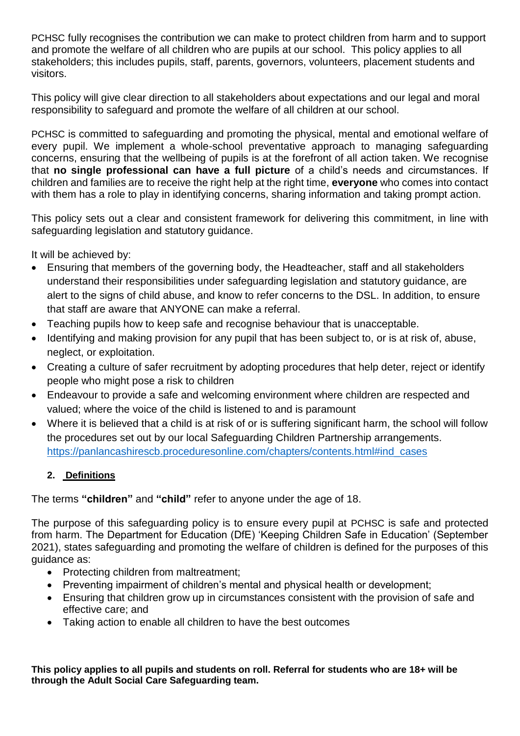PCHSC fully recognises the contribution we can make to protect children from harm and to support and promote the welfare of all children who are pupils at our school. This policy applies to all stakeholders; this includes pupils, staff, parents, governors, volunteers, placement students and visitors.

This policy will give clear direction to all stakeholders about expectations and our legal and moral responsibility to safeguard and promote the welfare of all children at our school.

PCHSC is committed to safeguarding and promoting the physical, mental and emotional welfare of every pupil. We implement a whole-school preventative approach to managing safeguarding concerns, ensuring that the wellbeing of pupils is at the forefront of all action taken. We recognise that **no single professional can have a full picture** of a child's needs and circumstances. If children and families are to receive the right help at the right time, **everyone** who comes into contact with them has a role to play in identifying concerns, sharing information and taking prompt action.

This policy sets out a clear and consistent framework for delivering this commitment, in line with safeguarding legislation and statutory guidance.

It will be achieved by:

- Ensuring that members of the governing body, the Headteacher, staff and all stakeholders understand their responsibilities under safeguarding legislation and statutory guidance, are alert to the signs of child abuse, and know to refer concerns to the DSL. In addition, to ensure that staff are aware that ANYONE can make a referral.
- Teaching pupils how to keep safe and recognise behaviour that is unacceptable.
- Identifying and making provision for any pupil that has been subject to, or is at risk of, abuse, neglect, or exploitation.
- Creating a culture of safer recruitment by adopting procedures that help deter, reject or identify people who might pose a risk to children
- Endeavour to provide a safe and welcoming environment where children are respected and valued; where the voice of the child is listened to and is paramount
- Where it is believed that a child is at risk of or is suffering significant harm, the school will follow the procedures set out by our local Safeguarding Children Partnership arrangements. https://panlancashirescb.proceduresonline.com/chapters/contents.html#ind_cases

## 2. Definitions

The terms **"children"** and **"child"** refer to anyone under the age of 18.

The purpose of this safeguarding policy is to ensure every pupil at PCHSC is safe and protected from harm. The Department for Education (DfE) 'Keeping Children Safe in Education' (September 2021), states safeguarding and promoting the welfare of children is defined for the purposes of this guidance as:

- Protecting children from maltreatment;
- Preventing impairment of children's mental and physical health or development;
- Ensuring that children grow up in circumstances consistent with the provision of safe and effective care; and
- Taking action to enable all children to have the best outcomes

**This policy applies to all pupils and students on roll. Referral for students who are 18+ will be through the Adult Social Care Safeguarding team.**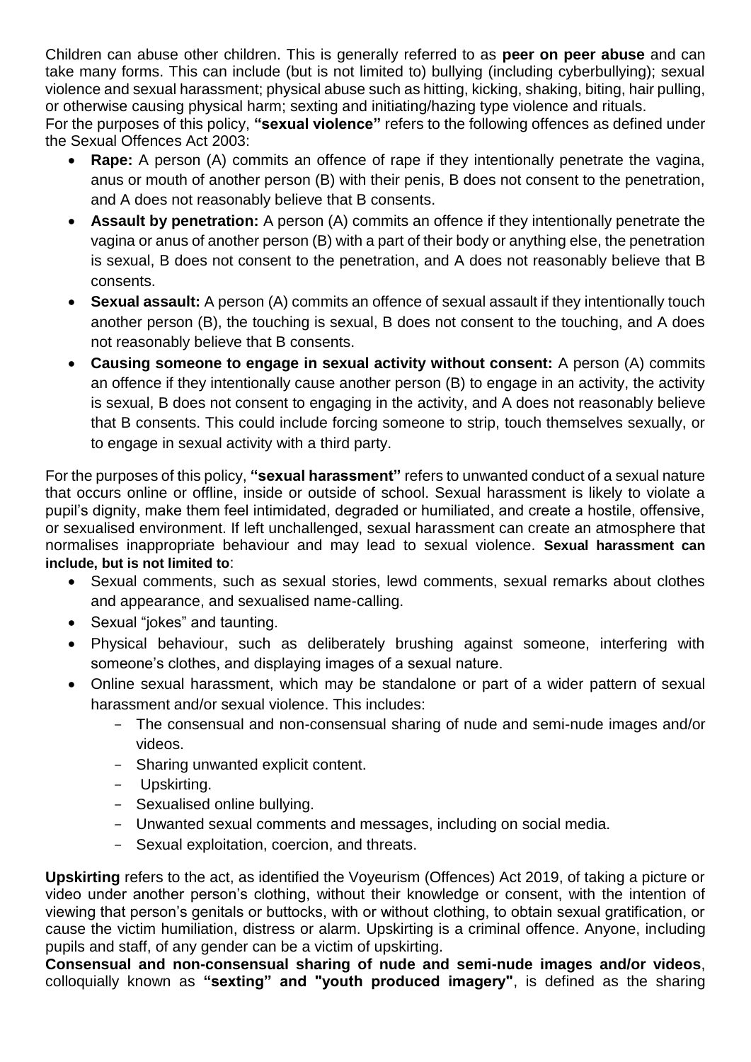Children can abuse other children. This is generally referred to as **peer on peer abuse** and can take many forms. This can include (but is not limited to) bullying (including cyberbullying); sexual violence and sexual harassment; physical abuse such as hitting, kicking, shaking, biting, hair pulling, or otherwise causing physical harm; sexting and initiating/hazing type violence and rituals.
For the purposes of this policy, **"sexual violence"** refers to the following offences as defined under the Sexual Offences Act 2003:

- **Rape:** A person (A) commits an offence of rape if they intentionally penetrate the vagina, anus or mouth of another person (B) with their penis, B does not consent to the penetration, and A does not reasonably believe that B consents.
- **Assault by penetration:** A person (A) commits an offence if they intentionally penetrate the vagina or anus of another person (B) with a part of their body or anything else, the penetration is sexual, B does not consent to the penetration, and A does not reasonably believe that B consents.
- **Sexual assault:** A person (A) commits an offence of sexual assault if they intentionally touch another person (B), the touching is sexual, B does not consent to the touching, and A does not reasonably believe that B consents.
- **Causing someone to engage in sexual activity without consent:** A person (A) commits an offence if they intentionally cause another person (B) to engage in an activity, the activity is sexual, B does not consent to engaging in the activity, and A does not reasonably believe that B consents. This could include forcing someone to strip, touch themselves sexually, or to engage in sexual activity with a third party.

For the purposes of this policy, **"sexual harassment"** refers to unwanted conduct of a sexual nature that occurs online or offline, inside or outside of school. Sexual harassment is likely to violate a pupil's dignity, make them feel intimidated, degraded or humiliated, and create a hostile, offensive, or sexualised environment. If left unchallenged, sexual harassment can create an atmosphere that normalises inappropriate behaviour and may lead to sexual violence. **Sexual harassment can include, but is not limited to**:

- Sexual comments, such as sexual stories, lewd comments, sexual remarks about clothes and appearance, and sexualised name-calling.
- Sexual "jokes" and taunting.
- Physical behaviour, such as deliberately brushing against someone, interfering with someone's clothes, and displaying images of a sexual nature.
- Online sexual harassment, which may be standalone or part of a wider pattern of sexual harassment and/or sexual violence. This includes:
  - The consensual and non-consensual sharing of nude and semi-nude images and/or videos.
  - Sharing unwanted explicit content.
  - Upskirting.
  - Sexualised online bullying.
  - Unwanted sexual comments and messages, including on social media.
  - Sexual exploitation, coercion, and threats.

**Upskirting** refers to the act, as identified the Voyeurism (Offences) Act 2019, of taking a picture or video under another person's clothing, without their knowledge or consent, with the intention of viewing that person's genitals or buttocks, with or without clothing, to obtain sexual gratification, or cause the victim humiliation, distress or alarm. Upskirting is a criminal offence. Anyone, including pupils and staff, of any gender can be a victim of upskirting.
**Consensual and non-consensual sharing of nude and semi-nude images and/or videos**, colloquially known as **"sexting" and "youth produced imagery"**, is defined as the sharing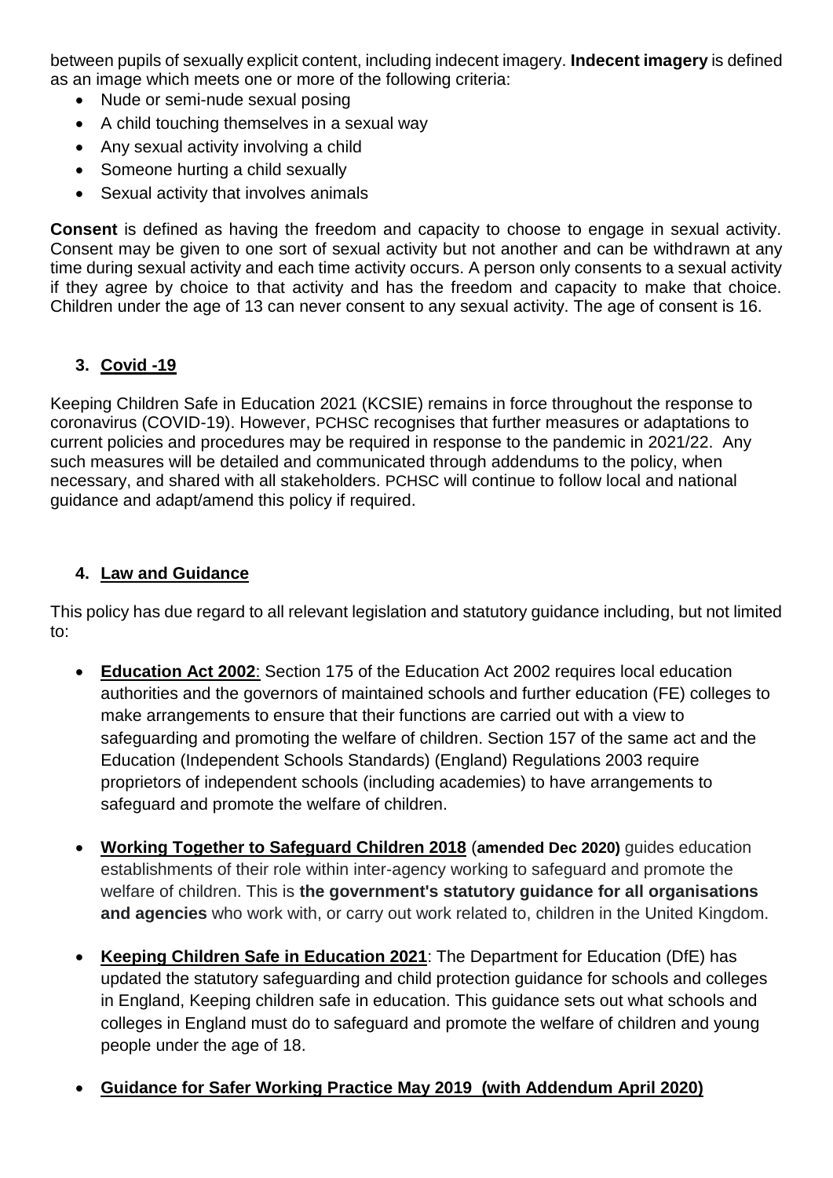between pupils of sexually explicit content, including indecent imagery. **Indecent imagery** is defined as an image which meets one or more of the following criteria:

- Nude or semi-nude sexual posing
- A child touching themselves in a sexual way
- Any sexual activity involving a child
- Someone hurting a child sexually
- Sexual activity that involves animals

**Consent** is defined as having the freedom and capacity to choose to engage in sexual activity. Consent may be given to one sort of sexual activity but not another and can be withdrawn at any time during sexual activity and each time activity occurs. A person only consents to a sexual activity if they agree by choice to that activity and has the freedom and capacity to make that choice. Children under the age of 13 can never consent to any sexual activity. The age of consent is 16.

## 3. Covid -19

Keeping Children Safe in Education 2021 (KCSIE) remains in force throughout the response to coronavirus (COVID-19). However, PCHSC recognises that further measures or adaptations to current policies and procedures may be required in response to the pandemic in 2021/22. Any such measures will be detailed and communicated through addendums to the policy, when necessary, and shared with all stakeholders. PCHSC will continue to follow local and national guidance and adapt/amend this policy if required.

## 4. Law and Guidance

This policy has due regard to all relevant legislation and statutory guidance including, but not limited to:

- **Education Act 2002**: Section 175 of the Education Act 2002 requires local education authorities and the governors of maintained schools and further education (FE) colleges to make arrangements to ensure that their functions are carried out with a view to safeguarding and promoting the welfare of children. Section 157 of the same act and the Education (Independent Schools Standards) (England) Regulations 2003 require proprietors of independent schools (including academies) to have arrangements to safeguard and promote the welfare of children.

- **Working Together to Safeguard Children 2018** (**amended Dec 2020)** guides education establishments of their role within inter-agency working to safeguard and promote the welfare of children. This is **the government's statutory guidance for all organisations and agencies** who work with, or carry out work related to, children in the United Kingdom.

- **Keeping Children Safe in Education 2021**: The Department for Education (DfE) has updated the statutory safeguarding and child protection guidance for schools and colleges in England, Keeping children safe in education. This guidance sets out what schools and colleges in England must do to safeguard and promote the welfare of children and young people under the age of 18.

- **Guidance for Safer Working Practice May 2019 (with Addendum April 2020)**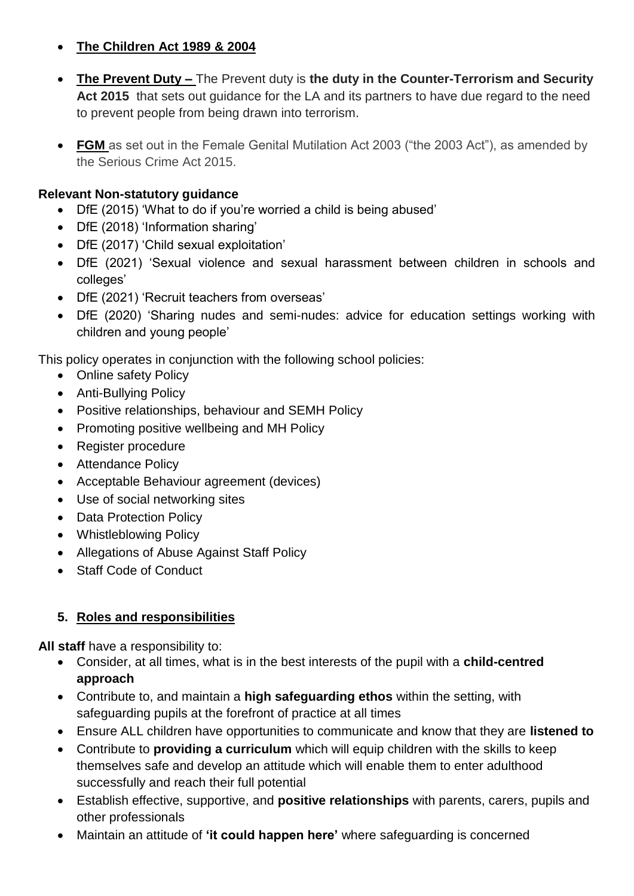- **The Children Act 1989 & 2004**
- **The Prevent Duty –** The Prevent duty is **the duty in the Counter-Terrorism and Security Act 2015** that sets out guidance for the LA and its partners to have due regard to the need to prevent people from being drawn into terrorism.
- **FGM** as set out in the Female Genital Mutilation Act 2003 ("the 2003 Act"), as amended by the Serious Crime Act 2015.

**Relevant Non-statutory guidance**

- DfE (2015) 'What to do if you're worried a child is being abused'
- DfE (2018) 'Information sharing'
- DfE (2017) 'Child sexual exploitation'
- DfE (2021) 'Sexual violence and sexual harassment between children in schools and colleges'
- DfE (2021) 'Recruit teachers from overseas'
- DfE (2020) 'Sharing nudes and semi-nudes: advice for education settings working with children and young people'

This policy operates in conjunction with the following school policies:

- Online safety Policy
- Anti-Bullying Policy
- Positive relationships, behaviour and SEMH Policy
- Promoting positive wellbeing and MH Policy
- Register procedure
- Attendance Policy
- Acceptable Behaviour agreement (devices)
- Use of social networking sites
- Data Protection Policy
- Whistleblowing Policy
- Allegations of Abuse Against Staff Policy
- Staff Code of Conduct

## 5. Roles and responsibilities

**All staff** have a responsibility to:

- Consider, at all times, what is in the best interests of the pupil with a **child-centred approach**
- Contribute to, and maintain a **high safeguarding ethos** within the setting, with safeguarding pupils at the forefront of practice at all times
- Ensure ALL children have opportunities to communicate and know that they are **listened to**
- Contribute to **providing a curriculum** which will equip children with the skills to keep themselves safe and develop an attitude which will enable them to enter adulthood successfully and reach their full potential
- Establish effective, supportive, and **positive relationships** with parents, carers, pupils and other professionals
- Maintain an attitude of **'it could happen here'** where safeguarding is concerned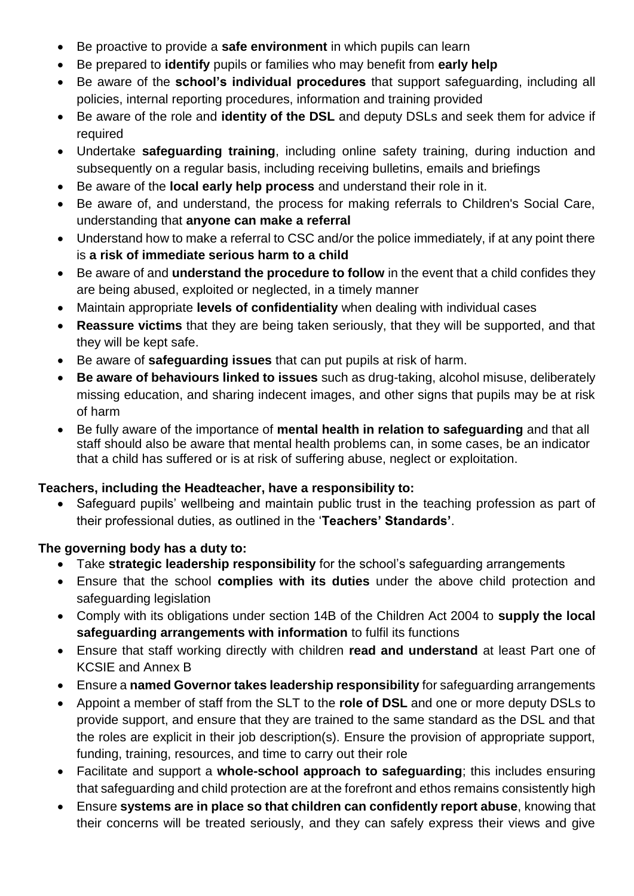- Be proactive to provide a **safe environment** in which pupils can learn
- Be prepared to **identify** pupils or families who may benefit from **early help**
- Be aware of the **school's individual procedures** that support safeguarding, including all policies, internal reporting procedures, information and training provided
- Be aware of the role and **identity of the DSL** and deputy DSLs and seek them for advice if required
- Undertake **safeguarding training**, including online safety training, during induction and subsequently on a regular basis, including receiving bulletins, emails and briefings
- Be aware of the **local early help process** and understand their role in it.
- Be aware of, and understand, the process for making referrals to Children's Social Care, understanding that **anyone can make a referral**
- Understand how to make a referral to CSC and/or the police immediately, if at any point there is **a risk of immediate serious harm to a child**
- Be aware of and **understand the procedure to follow** in the event that a child confides they are being abused, exploited or neglected, in a timely manner
- Maintain appropriate **levels of confidentiality** when dealing with individual cases
- **Reassure victims** that they are being taken seriously, that they will be supported, and that they will be kept safe.
- Be aware of **safeguarding issues** that can put pupils at risk of harm.
- **Be aware of behaviours linked to issues** such as drug-taking, alcohol misuse, deliberately missing education, and sharing indecent images, and other signs that pupils may be at risk of harm
- Be fully aware of the importance of **mental health in relation to safeguarding** and that all staff should also be aware that mental health problems can, in some cases, be an indicator that a child has suffered or is at risk of suffering abuse, neglect or exploitation.

**Teachers, including the Headteacher, have a responsibility to:**

- Safeguard pupils' wellbeing and maintain public trust in the teaching profession as part of their professional duties, as outlined in the '**Teachers' Standards'**.

**The governing body has a duty to:**

- Take **strategic leadership responsibility** for the school's safeguarding arrangements
- Ensure that the school **complies with its duties** under the above child protection and safeguarding legislation
- Comply with its obligations under section 14B of the Children Act 2004 to **supply the local safeguarding arrangements with information** to fulfil its functions
- Ensure that staff working directly with children **read and understand** at least Part one of KCSIE and Annex B
- Ensure a **named Governor takes leadership responsibility** for safeguarding arrangements
- Appoint a member of staff from the SLT to the **role of DSL** and one or more deputy DSLs to provide support, and ensure that they are trained to the same standard as the DSL and that the roles are explicit in their job description(s). Ensure the provision of appropriate support, funding, training, resources, and time to carry out their role
- Facilitate and support a **whole-school approach to safeguarding**; this includes ensuring that safeguarding and child protection are at the forefront and ethos remains consistently high
- Ensure **systems are in place so that children can confidently report abuse**, knowing that their concerns will be treated seriously, and they can safely express their views and give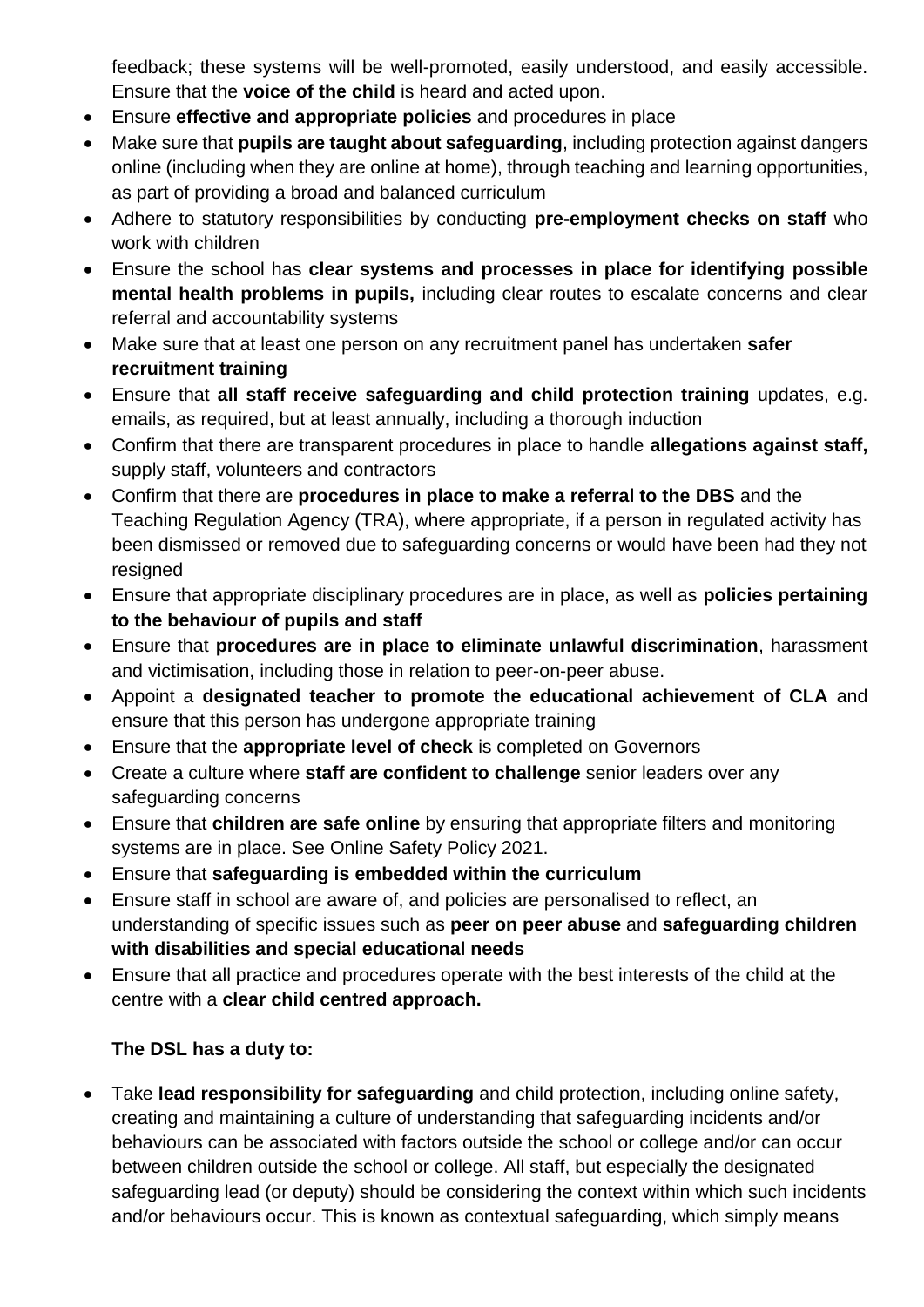feedback; these systems will be well-promoted, easily understood, and easily accessible. Ensure that the **voice of the child** is heard and acted upon.

- Ensure **effective and appropriate policies** and procedures in place
- Make sure that **pupils are taught about safeguarding**, including protection against dangers online (including when they are online at home), through teaching and learning opportunities, as part of providing a broad and balanced curriculum
- Adhere to statutory responsibilities by conducting **pre-employment checks on staff** who work with children
- Ensure the school has **clear systems and processes in place for identifying possible mental health problems in pupils,** including clear routes to escalate concerns and clear referral and accountability systems
- Make sure that at least one person on any recruitment panel has undertaken **safer recruitment training**
- Ensure that **all staff receive safeguarding and child protection training** updates, e.g. emails, as required, but at least annually, including a thorough induction
- Confirm that there are transparent procedures in place to handle **allegations against staff,** supply staff, volunteers and contractors
- Confirm that there are **procedures in place to make a referral to the DBS** and the Teaching Regulation Agency (TRA), where appropriate, if a person in regulated activity has been dismissed or removed due to safeguarding concerns or would have been had they not resigned
- Ensure that appropriate disciplinary procedures are in place, as well as **policies pertaining to the behaviour of pupils and staff**
- Ensure that **procedures are in place to eliminate unlawful discrimination**, harassment and victimisation, including those in relation to peer-on-peer abuse.
- Appoint a **designated teacher to promote the educational achievement of CLA** and ensure that this person has undergone appropriate training
- Ensure that the **appropriate level of check** is completed on Governors
- Create a culture where **staff are confident to challenge** senior leaders over any safeguarding concerns
- Ensure that **children are safe online** by ensuring that appropriate filters and monitoring systems are in place. See Online Safety Policy 2021.
- Ensure that **safeguarding is embedded within the curriculum**
- Ensure staff in school are aware of, and policies are personalised to reflect, an understanding of specific issues such as **peer on peer abuse** and **safeguarding children with disabilities and special educational needs**
- Ensure that all practice and procedures operate with the best interests of the child at the centre with a **clear child centred approach.**

**The DSL has a duty to:**

- Take **lead responsibility for safeguarding** and child protection, including online safety, creating and maintaining a culture of understanding that safeguarding incidents and/or behaviours can be associated with factors outside the school or college and/or can occur between children outside the school or college. All staff, but especially the designated safeguarding lead (or deputy) should be considering the context within which such incidents and/or behaviours occur. This is known as contextual safeguarding, which simply means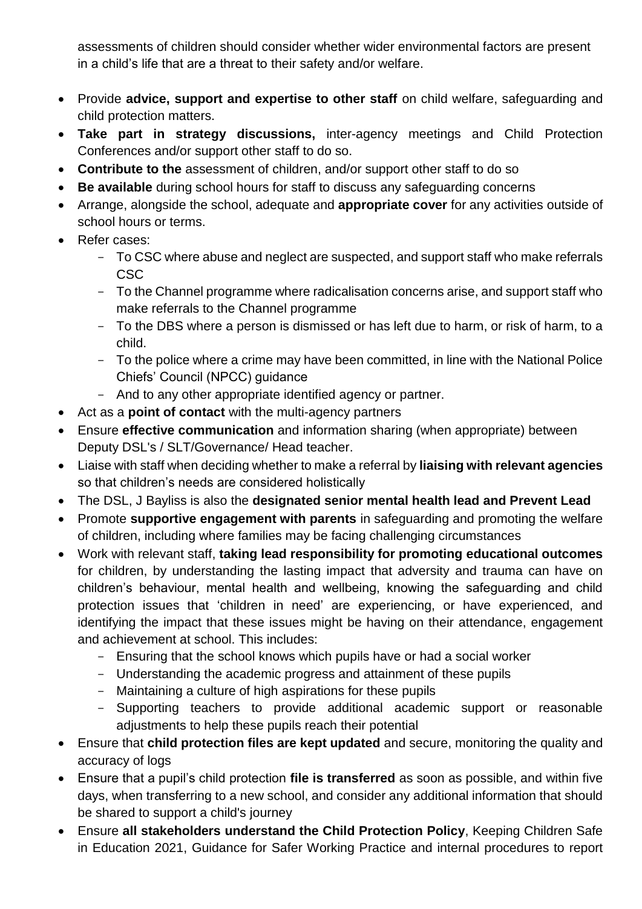assessments of children should consider whether wider environmental factors are present in a child's life that are a threat to their safety and/or welfare.

- Provide **advice, support and expertise to other staff** on child welfare, safeguarding and child protection matters.
- **Take part in strategy discussions,** inter-agency meetings and Child Protection Conferences and/or support other staff to do so.
- **Contribute to the** assessment of children, and/or support other staff to do so
- **Be available** during school hours for staff to discuss any safeguarding concerns
- Arrange, alongside the school, adequate and **appropriate cover** for any activities outside of school hours or terms.
- Refer cases:
  - To CSC where abuse and neglect are suspected, and support staff who make referrals CSC
  - To the Channel programme where radicalisation concerns arise, and support staff who make referrals to the Channel programme
  - To the DBS where a person is dismissed or has left due to harm, or risk of harm, to a child.
  - To the police where a crime may have been committed, in line with the National Police Chiefs' Council (NPCC) guidance
  - And to any other appropriate identified agency or partner.
- Act as a **point of contact** with the multi-agency partners
- Ensure **effective communication** and information sharing (when appropriate) between Deputy DSL's / SLT/Governance/ Head teacher.
- Liaise with staff when deciding whether to make a referral by **liaising with relevant agencies** so that children's needs are considered holistically
- The DSL, J Bayliss is also the **designated senior mental health lead and Prevent Lead**
- Promote **supportive engagement with parents** in safeguarding and promoting the welfare of children, including where families may be facing challenging circumstances
- Work with relevant staff, **taking lead responsibility for promoting educational outcomes** for children, by understanding the lasting impact that adversity and trauma can have on children's behaviour, mental health and wellbeing, knowing the safeguarding and child protection issues that 'children in need' are experiencing, or have experienced, and identifying the impact that these issues might be having on their attendance, engagement and achievement at school. This includes:
  - Ensuring that the school knows which pupils have or had a social worker
  - Understanding the academic progress and attainment of these pupils
  - Maintaining a culture of high aspirations for these pupils
  - Supporting teachers to provide additional academic support or reasonable adjustments to help these pupils reach their potential
- Ensure that **child protection files are kept updated** and secure, monitoring the quality and accuracy of logs
- Ensure that a pupil's child protection **file is transferred** as soon as possible, and within five days, when transferring to a new school, and consider any additional information that should be shared to support a child's journey
- Ensure **all stakeholders understand the Child Protection Policy**, Keeping Children Safe in Education 2021, Guidance for Safer Working Practice and internal procedures to report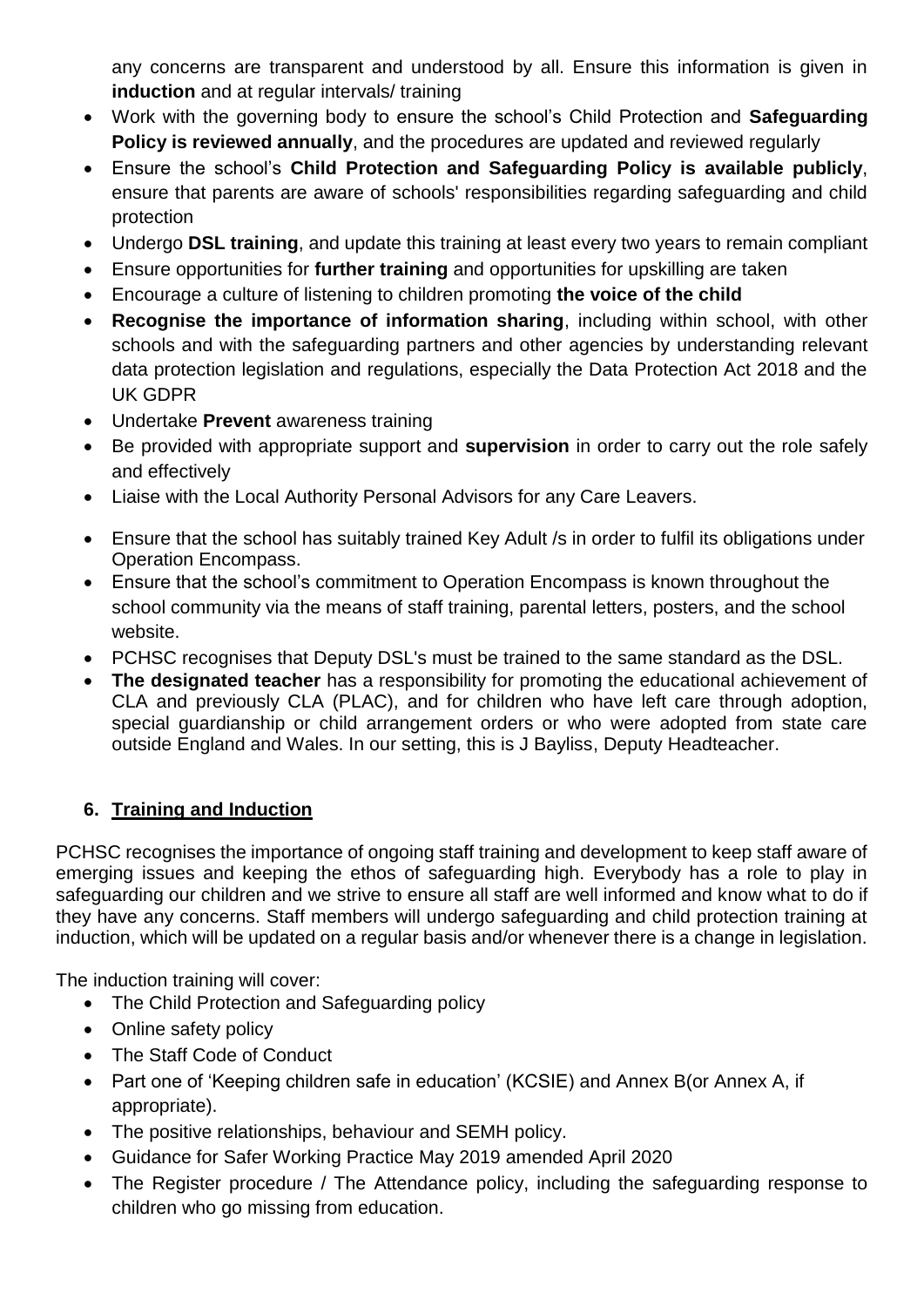any concerns are transparent and understood by all. Ensure this information is given in **induction** and at regular intervals/ training

- Work with the governing body to ensure the school's Child Protection and **Safeguarding Policy is reviewed annually**, and the procedures are updated and reviewed regularly
- Ensure the school's **Child Protection and Safeguarding Policy is available publicly**, ensure that parents are aware of schools' responsibilities regarding safeguarding and child protection
- Undergo **DSL training**, and update this training at least every two years to remain compliant
- Ensure opportunities for **further training** and opportunities for upskilling are taken
- Encourage a culture of listening to children promoting **the voice of the child**
- **Recognise the importance of information sharing**, including within school, with other schools and with the safeguarding partners and other agencies by understanding relevant data protection legislation and regulations, especially the Data Protection Act 2018 and the UK GDPR
- Undertake **Prevent** awareness training
- Be provided with appropriate support and **supervision** in order to carry out the role safely and effectively
- Liaise with the Local Authority Personal Advisors for any Care Leavers.
- Ensure that the school has suitably trained Key Adult /s in order to fulfil its obligations under Operation Encompass.
- Ensure that the school's commitment to Operation Encompass is known throughout the school community via the means of staff training, parental letters, posters, and the school website.
- PCHSC recognises that Deputy DSL's must be trained to the same standard as the DSL.
- **The designated teacher** has a responsibility for promoting the educational achievement of CLA and previously CLA (PLAC), and for children who have left care through adoption, special guardianship or child arrangement orders or who were adopted from state care outside England and Wales. In our setting, this is J Bayliss, Deputy Headteacher.

## 6. Training and Induction

PCHSC recognises the importance of ongoing staff training and development to keep staff aware of emerging issues and keeping the ethos of safeguarding high. Everybody has a role to play in safeguarding our children and we strive to ensure all staff are well informed and know what to do if they have any concerns. Staff members will undergo safeguarding and child protection training at induction, which will be updated on a regular basis and/or whenever there is a change in legislation.

The induction training will cover:

- The Child Protection and Safeguarding policy
- Online safety policy
- The Staff Code of Conduct
- Part one of 'Keeping children safe in education' (KCSIE) and Annex B(or Annex A, if appropriate).
- The positive relationships, behaviour and SEMH policy.
- Guidance for Safer Working Practice May 2019 amended April 2020
- The Register procedure / The Attendance policy, including the safeguarding response to children who go missing from education.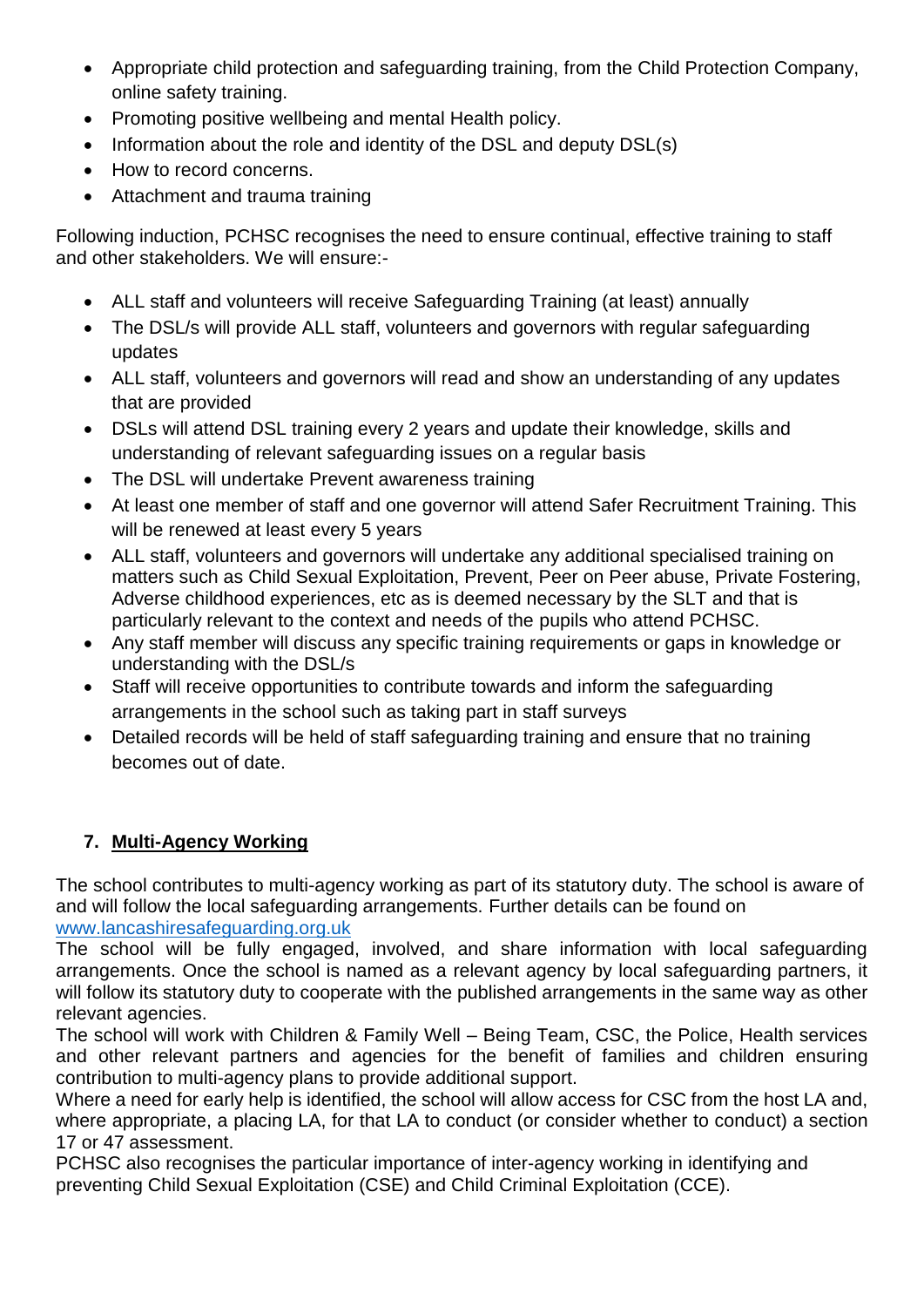- Appropriate child protection and safeguarding training, from the Child Protection Company, online safety training.
- Promoting positive wellbeing and mental Health policy.
- Information about the role and identity of the DSL and deputy DSL(s)
- How to record concerns.
- Attachment and trauma training

Following induction, PCHSC recognises the need to ensure continual, effective training to staff and other stakeholders. We will ensure:-

- ALL staff and volunteers will receive Safeguarding Training (at least) annually
- The DSL/s will provide ALL staff, volunteers and governors with regular safeguarding updates
- ALL staff, volunteers and governors will read and show an understanding of any updates that are provided
- DSLs will attend DSL training every 2 years and update their knowledge, skills and understanding of relevant safeguarding issues on a regular basis
- The DSL will undertake Prevent awareness training
- At least one member of staff and one governor will attend Safer Recruitment Training. This will be renewed at least every 5 years
- ALL staff, volunteers and governors will undertake any additional specialised training on matters such as Child Sexual Exploitation, Prevent, Peer on Peer abuse, Private Fostering, Adverse childhood experiences, etc as is deemed necessary by the SLT and that is particularly relevant to the context and needs of the pupils who attend PCHSC.
- Any staff member will discuss any specific training requirements or gaps in knowledge or understanding with the DSL/s
- Staff will receive opportunities to contribute towards and inform the safeguarding arrangements in the school such as taking part in staff surveys
- Detailed records will be held of staff safeguarding training and ensure that no training becomes out of date.

## 7. Multi-Agency Working

The school contributes to multi-agency working as part of its statutory duty. The school is aware of and will follow the local safeguarding arrangements. Further details can be found on [www.lancashiresafeguarding.org.uk](http://www.lancashiresafeguarding.org.uk)

The school will be fully engaged, involved, and share information with local safeguarding arrangements. Once the school is named as a relevant agency by local safeguarding partners, it will follow its statutory duty to cooperate with the published arrangements in the same way as other relevant agencies.

The school will work with Children & Family Well – Being Team, CSC, the Police, Health services and other relevant partners and agencies for the benefit of families and children ensuring contribution to multi-agency plans to provide additional support.

Where a need for early help is identified, the school will allow access for CSC from the host LA and, where appropriate, a placing LA, for that LA to conduct (or consider whether to conduct) a section 17 or 47 assessment.

PCHSC also recognises the particular importance of inter-agency working in identifying and preventing Child Sexual Exploitation (CSE) and Child Criminal Exploitation (CCE).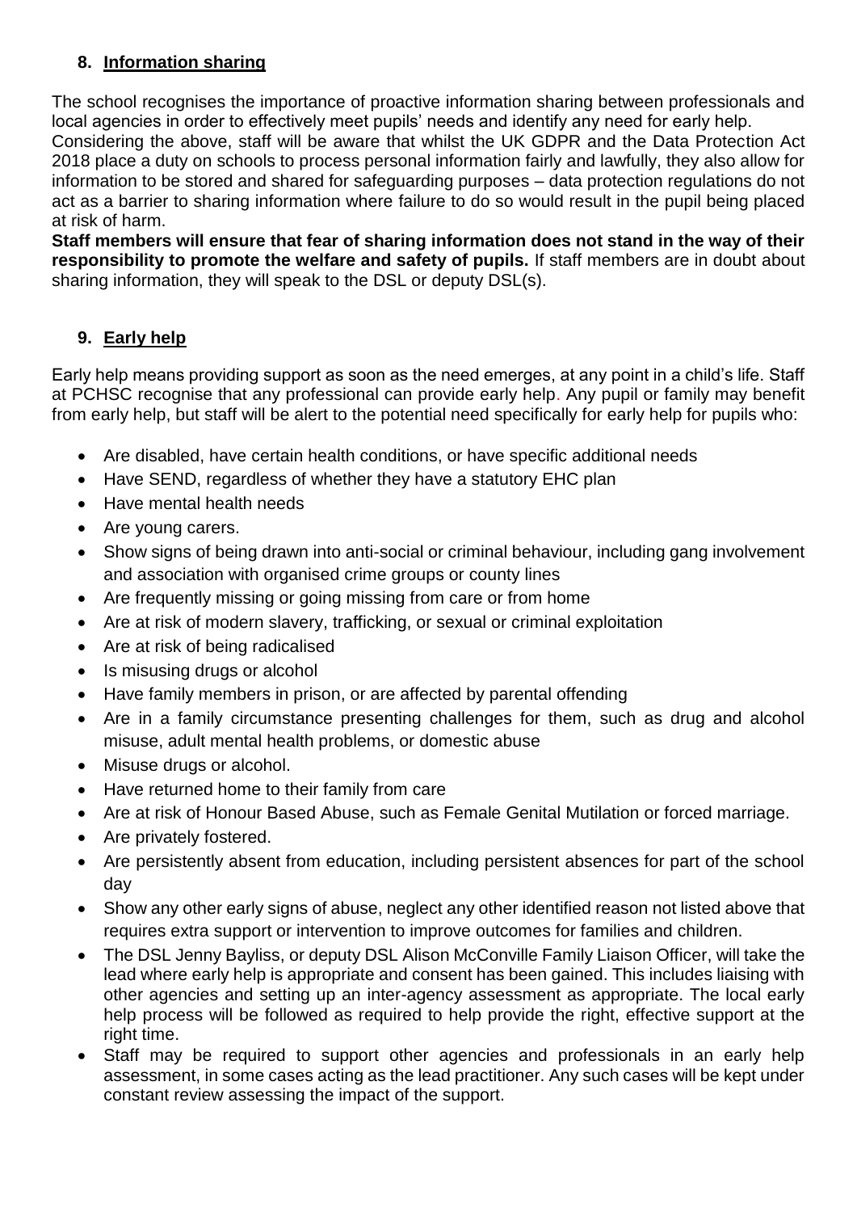## 8. Information sharing

The school recognises the importance of proactive information sharing between professionals and local agencies in order to effectively meet pupils' needs and identify any need for early help.
Considering the above, staff will be aware that whilst the UK GDPR and the Data Protection Act 2018 place a duty on schools to process personal information fairly and lawfully, they also allow for information to be stored and shared for safeguarding purposes – data protection regulations do not act as a barrier to sharing information where failure to do so would result in the pupil being placed at risk of harm.
**Staff members will ensure that fear of sharing information does not stand in the way of their responsibility to promote the welfare and safety of pupils.** If staff members are in doubt about sharing information, they will speak to the DSL or deputy DSL(s).

## 9. Early help

Early help means providing support as soon as the need emerges, at any point in a child's life. Staff at PCHSC recognise that any professional can provide early help. Any pupil or family may benefit from early help, but staff will be alert to the potential need specifically for early help for pupils who:

- Are disabled, have certain health conditions, or have specific additional needs
- Have SEND, regardless of whether they have a statutory EHC plan
- Have mental health needs
- Are young carers.
- Show signs of being drawn into anti-social or criminal behaviour, including gang involvement and association with organised crime groups or county lines
- Are frequently missing or going missing from care or from home
- Are at risk of modern slavery, trafficking, or sexual or criminal exploitation
- Are at risk of being radicalised
- Is misusing drugs or alcohol
- Have family members in prison, or are affected by parental offending
- Are in a family circumstance presenting challenges for them, such as drug and alcohol misuse, adult mental health problems, or domestic abuse
- Misuse drugs or alcohol.
- Have returned home to their family from care
- Are at risk of Honour Based Abuse, such as Female Genital Mutilation or forced marriage.
- Are privately fostered.
- Are persistently absent from education, including persistent absences for part of the school day
- Show any other early signs of abuse, neglect any other identified reason not listed above that requires extra support or intervention to improve outcomes for families and children.
- The DSL Jenny Bayliss, or deputy DSL Alison McConville Family Liaison Officer, will take the lead where early help is appropriate and consent has been gained. This includes liaising with other agencies and setting up an inter-agency assessment as appropriate. The local early help process will be followed as required to help provide the right, effective support at the right time.
- Staff may be required to support other agencies and professionals in an early help assessment, in some cases acting as the lead practitioner. Any such cases will be kept under constant review assessing the impact of the support.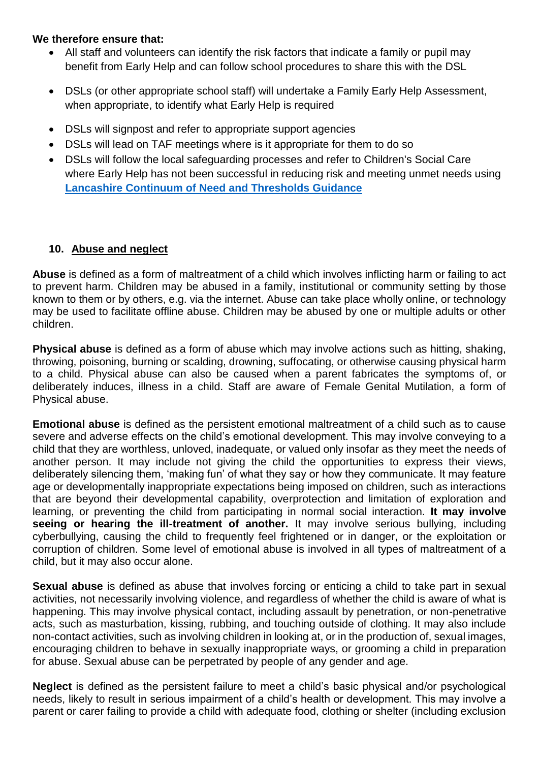**We therefore ensure that:**

- All staff and volunteers can identify the risk factors that indicate a family or pupil may benefit from Early Help and can follow school procedures to share this with the DSL
- DSLs (or other appropriate school staff) will undertake a Family Early Help Assessment, when appropriate, to identify what Early Help is required
- DSLs will signpost and refer to appropriate support agencies
- DSLs will lead on TAF meetings where is it appropriate for them to do so
- DSLs will follow the local safeguarding processes and refer to Children's Social Care where Early Help has not been successful in reducing risk and meeting unmet needs using **Lancashire Continuum of Need and Thresholds Guidance**

## 10. Abuse and neglect

**Abuse** is defined as a form of maltreatment of a child which involves inflicting harm or failing to act to prevent harm. Children may be abused in a family, institutional or community setting by those known to them or by others, e.g. via the internet. Abuse can take place wholly online, or technology may be used to facilitate offline abuse. Children may be abused by one or multiple adults or other children.

**Physical abuse** is defined as a form of abuse which may involve actions such as hitting, shaking, throwing, poisoning, burning or scalding, drowning, suffocating, or otherwise causing physical harm to a child. Physical abuse can also be caused when a parent fabricates the symptoms of, or deliberately induces, illness in a child. Staff are aware of Female Genital Mutilation, a form of Physical abuse.

**Emotional abuse** is defined as the persistent emotional maltreatment of a child such as to cause severe and adverse effects on the child's emotional development. This may involve conveying to a child that they are worthless, unloved, inadequate, or valued only insofar as they meet the needs of another person. It may include not giving the child the opportunities to express their views, deliberately silencing them, 'making fun' of what they say or how they communicate. It may feature age or developmentally inappropriate expectations being imposed on children, such as interactions that are beyond their developmental capability, overprotection and limitation of exploration and learning, or preventing the child from participating in normal social interaction. **It may involve seeing or hearing the ill-treatment of another.** It may involve serious bullying, including cyberbullying, causing the child to frequently feel frightened or in danger, or the exploitation or corruption of children. Some level of emotional abuse is involved in all types of maltreatment of a child, but it may also occur alone.

**Sexual abuse** is defined as abuse that involves forcing or enticing a child to take part in sexual activities, not necessarily involving violence, and regardless of whether the child is aware of what is happening. This may involve physical contact, including assault by penetration, or non-penetrative acts, such as masturbation, kissing, rubbing, and touching outside of clothing. It may also include non-contact activities, such as involving children in looking at, or in the production of, sexual images, encouraging children to behave in sexually inappropriate ways, or grooming a child in preparation for abuse. Sexual abuse can be perpetrated by people of any gender and age.

**Neglect** is defined as the persistent failure to meet a child's basic physical and/or psychological needs, likely to result in serious impairment of a child's health or development. This may involve a parent or carer failing to provide a child with adequate food, clothing or shelter (including exclusion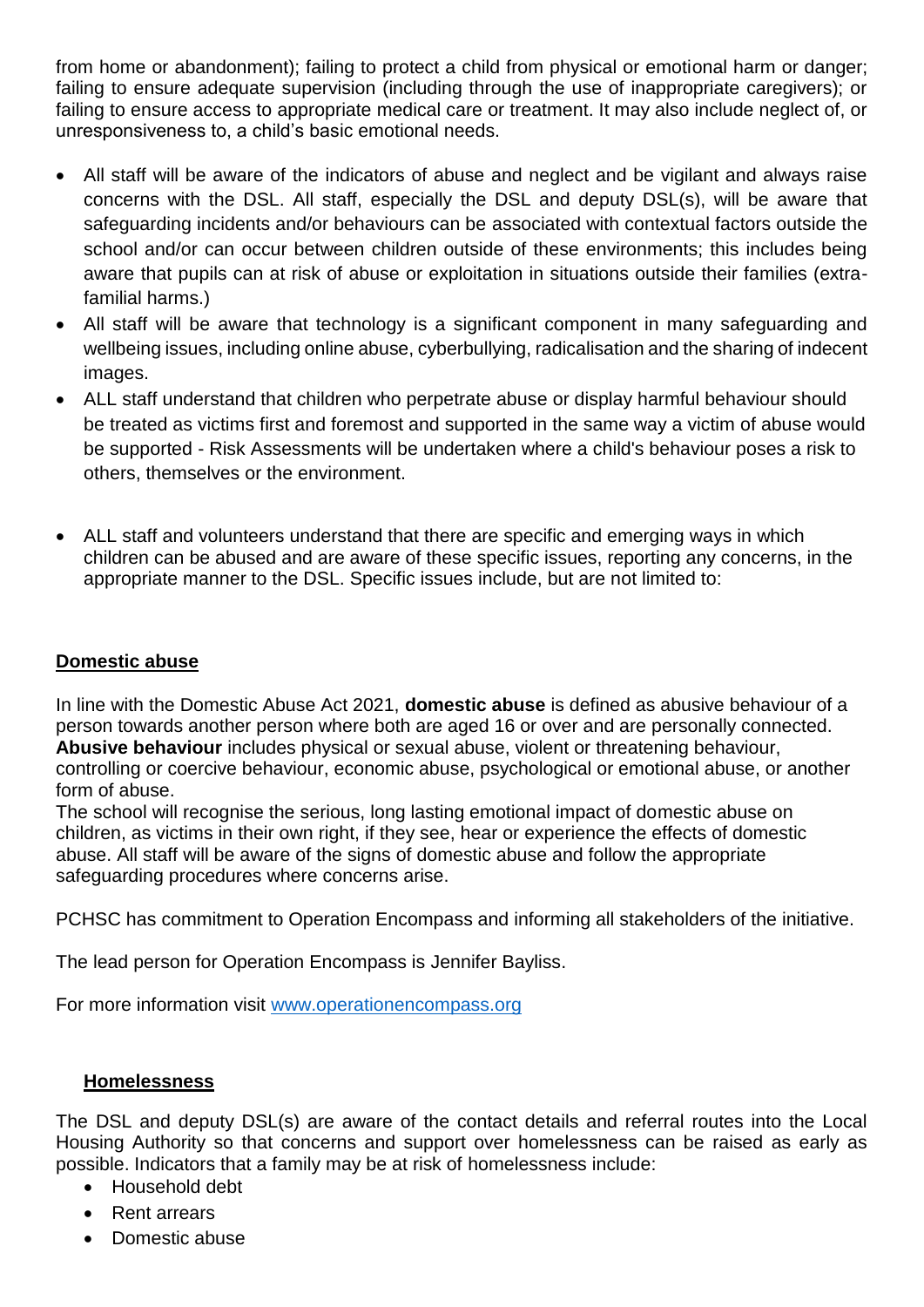from home or abandonment); failing to protect a child from physical or emotional harm or danger; failing to ensure adequate supervision (including through the use of inappropriate caregivers); or failing to ensure access to appropriate medical care or treatment. It may also include neglect of, or unresponsiveness to, a child's basic emotional needs.

- All staff will be aware of the indicators of abuse and neglect and be vigilant and always raise concerns with the DSL. All staff, especially the DSL and deputy DSL(s), will be aware that safeguarding incidents and/or behaviours can be associated with contextual factors outside the school and/or can occur between children outside of these environments; this includes being aware that pupils can at risk of abuse or exploitation in situations outside their families (extra-familial harms.)
- All staff will be aware that technology is a significant component in many safeguarding and wellbeing issues, including online abuse, cyberbullying, radicalisation and the sharing of indecent images.
- ALL staff understand that children who perpetrate abuse or display harmful behaviour should be treated as victims first and foremost and supported in the same way a victim of abuse would be supported - Risk Assessments will be undertaken where a child's behaviour poses a risk to others, themselves or the environment.
- ALL staff and volunteers understand that there are specific and emerging ways in which children can be abused and are aware of these specific issues, reporting any concerns, in the appropriate manner to the DSL. Specific issues include, but are not limited to:

**Domestic abuse**

In line with the Domestic Abuse Act 2021, **domestic abuse** is defined as abusive behaviour of a person towards another person where both are aged 16 or over and are personally connected. **Abusive behaviour** includes physical or sexual abuse, violent or threatening behaviour, controlling or coercive behaviour, economic abuse, psychological or emotional abuse, or another form of abuse.
The school will recognise the serious, long lasting emotional impact of domestic abuse on children, as victims in their own right, if they see, hear or experience the effects of domestic abuse. All staff will be aware of the signs of domestic abuse and follow the appropriate safeguarding procedures where concerns arise.

PCHSC has commitment to Operation Encompass and informing all stakeholders of the initiative.

The lead person for Operation Encompass is Jennifer Bayliss.

For more information visit www.operationencompass.org

**Homelessness**

The DSL and deputy DSL(s) are aware of the contact details and referral routes into the Local Housing Authority so that concerns and support over homelessness can be raised as early as possible. Indicators that a family may be at risk of homelessness include:

- Household debt
- Rent arrears
- Domestic abuse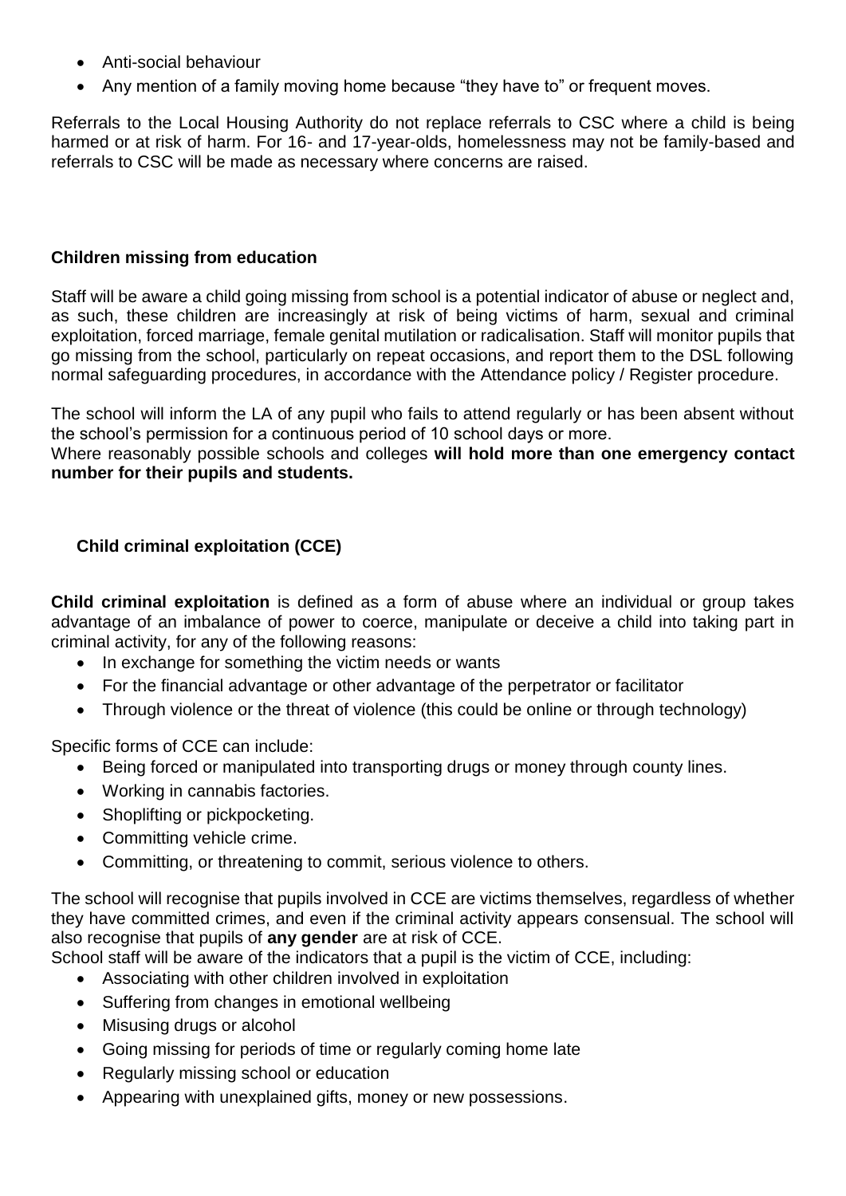- Anti-social behaviour
- Any mention of a family moving home because "they have to" or frequent moves.

Referrals to the Local Housing Authority do not replace referrals to CSC where a child is being harmed or at risk of harm. For 16- and 17-year-olds, homelessness may not be family-based and referrals to CSC will be made as necessary where concerns are raised.

**Children missing from education**

Staff will be aware a child going missing from school is a potential indicator of abuse or neglect and, as such, these children are increasingly at risk of being victims of harm, sexual and criminal exploitation, forced marriage, female genital mutilation or radicalisation. Staff will monitor pupils that go missing from the school, particularly on repeat occasions, and report them to the DSL following normal safeguarding procedures, in accordance with the Attendance policy / Register procedure.

The school will inform the LA of any pupil who fails to attend regularly or has been absent without the school's permission for a continuous period of 10 school days or more.
Where reasonably possible schools and colleges **will hold more than one emergency contact number for their pupils and students.**

**Child criminal exploitation (CCE)**

**Child criminal exploitation** is defined as a form of abuse where an individual or group takes advantage of an imbalance of power to coerce, manipulate or deceive a child into taking part in criminal activity, for any of the following reasons:

- In exchange for something the victim needs or wants
- For the financial advantage or other advantage of the perpetrator or facilitator
- Through violence or the threat of violence (this could be online or through technology)

Specific forms of CCE can include:

- Being forced or manipulated into transporting drugs or money through county lines.
- Working in cannabis factories.
- Shoplifting or pickpocketing.
- Committing vehicle crime.
- Committing, or threatening to commit, serious violence to others.

The school will recognise that pupils involved in CCE are victims themselves, regardless of whether they have committed crimes, and even if the criminal activity appears consensual. The school will also recognise that pupils of **any gender** are at risk of CCE.
School staff will be aware of the indicators that a pupil is the victim of CCE, including:

- Associating with other children involved in exploitation
- Suffering from changes in emotional wellbeing
- Misusing drugs or alcohol
- Going missing for periods of time or regularly coming home late
- Regularly missing school or education
- Appearing with unexplained gifts, money or new possessions.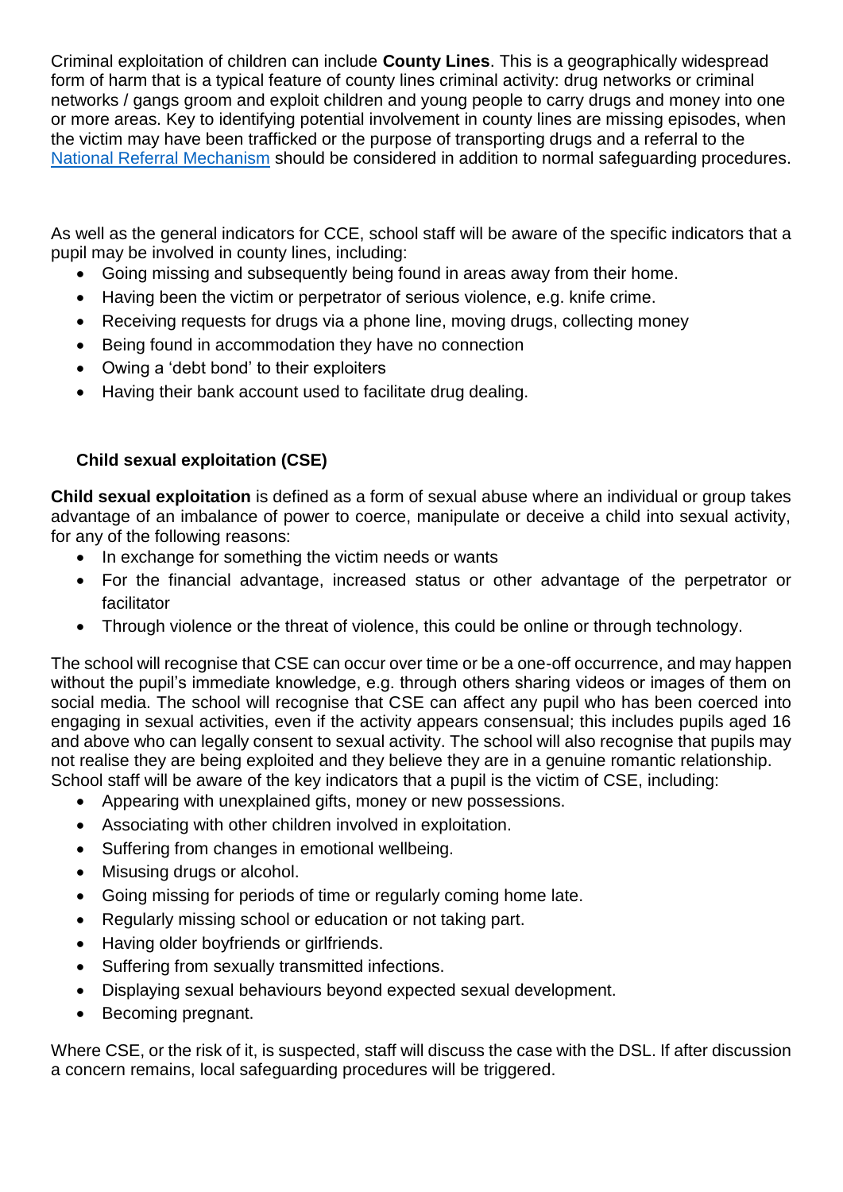Criminal exploitation of children can include **County Lines**. This is a geographically widespread form of harm that is a typical feature of county lines criminal activity: drug networks or criminal networks / gangs groom and exploit children and young people to carry drugs and money into one or more areas. Key to identifying potential involvement in county lines are missing episodes, when the victim may have been trafficked or the purpose of transporting drugs and a referral to the National Referral Mechanism should be considered in addition to normal safeguarding procedures.

As well as the general indicators for CCE, school staff will be aware of the specific indicators that a pupil may be involved in county lines, including:

- Going missing and subsequently being found in areas away from their home.
- Having been the victim or perpetrator of serious violence, e.g. knife crime.
- Receiving requests for drugs via a phone line, moving drugs, collecting money
- Being found in accommodation they have no connection
- Owing a 'debt bond' to their exploiters
- Having their bank account used to facilitate drug dealing.

### Child sexual exploitation (CSE)

**Child sexual exploitation** is defined as a form of sexual abuse where an individual or group takes advantage of an imbalance of power to coerce, manipulate or deceive a child into sexual activity, for any of the following reasons:

- In exchange for something the victim needs or wants
- For the financial advantage, increased status or other advantage of the perpetrator or facilitator
- Through violence or the threat of violence, this could be online or through technology.

The school will recognise that CSE can occur over time or be a one-off occurrence, and may happen without the pupil's immediate knowledge, e.g. through others sharing videos or images of them on social media. The school will recognise that CSE can affect any pupil who has been coerced into engaging in sexual activities, even if the activity appears consensual; this includes pupils aged 16 and above who can legally consent to sexual activity. The school will also recognise that pupils may not realise they are being exploited and they believe they are in a genuine romantic relationship. School staff will be aware of the key indicators that a pupil is the victim of CSE, including:

- Appearing with unexplained gifts, money or new possessions.
- Associating with other children involved in exploitation.
- Suffering from changes in emotional wellbeing.
- Misusing drugs or alcohol.
- Going missing for periods of time or regularly coming home late.
- Regularly missing school or education or not taking part.
- Having older boyfriends or girlfriends.
- Suffering from sexually transmitted infections.
- Displaying sexual behaviours beyond expected sexual development.
- Becoming pregnant.

Where CSE, or the risk of it, is suspected, staff will discuss the case with the DSL. If after discussion a concern remains, local safeguarding procedures will be triggered.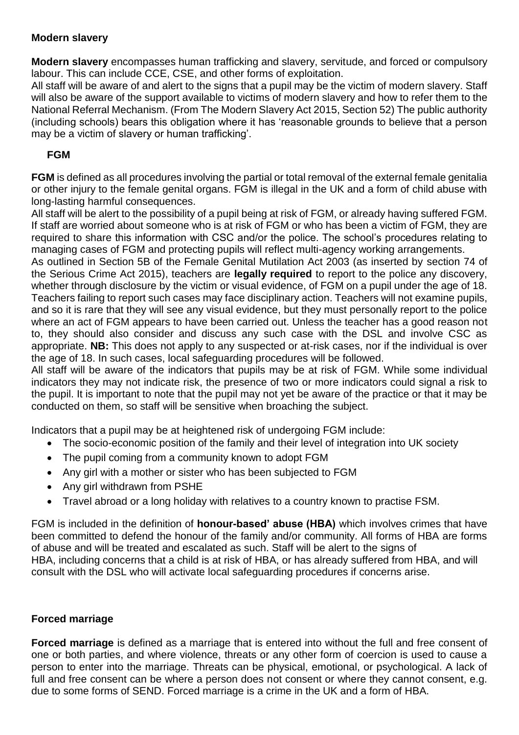### Modern slavery

**Modern slavery** encompasses human trafficking and slavery, servitude, and forced or compulsory labour. This can include CCE, CSE, and other forms of exploitation.

All staff will be aware of and alert to the signs that a pupil may be the victim of modern slavery. Staff will also be aware of the support available to victims of modern slavery and how to refer them to the National Referral Mechanism. (From The Modern Slavery Act 2015, Section 52) The public authority (including schools) bears this obligation where it has 'reasonable grounds to believe that a person may be a victim of slavery or human trafficking'.

### FGM

**FGM** is defined as all procedures involving the partial or total removal of the external female genitalia or other injury to the female genital organs. FGM is illegal in the UK and a form of child abuse with long-lasting harmful consequences.

All staff will be alert to the possibility of a pupil being at risk of FGM, or already having suffered FGM. If staff are worried about someone who is at risk of FGM or who has been a victim of FGM, they are required to share this information with CSC and/or the police. The school's procedures relating to managing cases of FGM and protecting pupils will reflect multi-agency working arrangements.

As outlined in Section 5B of the Female Genital Mutilation Act 2003 (as inserted by section 74 of the Serious Crime Act 2015), teachers are **legally required** to report to the police any discovery, whether through disclosure by the victim or visual evidence, of FGM on a pupil under the age of 18. Teachers failing to report such cases may face disciplinary action. Teachers will not examine pupils, and so it is rare that they will see any visual evidence, but they must personally report to the police where an act of FGM appears to have been carried out. Unless the teacher has a good reason not to, they should also consider and discuss any such case with the DSL and involve CSC as appropriate. **NB:** This does not apply to any suspected or at-risk cases, nor if the individual is over the age of 18. In such cases, local safeguarding procedures will be followed.

All staff will be aware of the indicators that pupils may be at risk of FGM. While some individual indicators they may not indicate risk, the presence of two or more indicators could signal a risk to the pupil. It is important to note that the pupil may not yet be aware of the practice or that it may be conducted on them, so staff will be sensitive when broaching the subject.

Indicators that a pupil may be at heightened risk of undergoing FGM include:

- The socio-economic position of the family and their level of integration into UK society
- The pupil coming from a community known to adopt FGM
- Any girl with a mother or sister who has been subjected to FGM
- Any girl withdrawn from PSHE
- Travel abroad or a long holiday with relatives to a country known to practise FSM.

FGM is included in the definition of **honour-based' abuse (HBA)** which involves crimes that have been committed to defend the honour of the family and/or community. All forms of HBA are forms of abuse and will be treated and escalated as such. Staff will be alert to the signs of HBA, including concerns that a child is at risk of HBA, or has already suffered from HBA, and will consult with the DSL who will activate local safeguarding procedures if concerns arise.

### Forced marriage

**Forced marriage** is defined as a marriage that is entered into without the full and free consent of one or both parties, and where violence, threats or any other form of coercion is used to cause a person to enter into the marriage. Threats can be physical, emotional, or psychological. A lack of full and free consent can be where a person does not consent or where they cannot consent, e.g. due to some forms of SEND. Forced marriage is a crime in the UK and a form of HBA.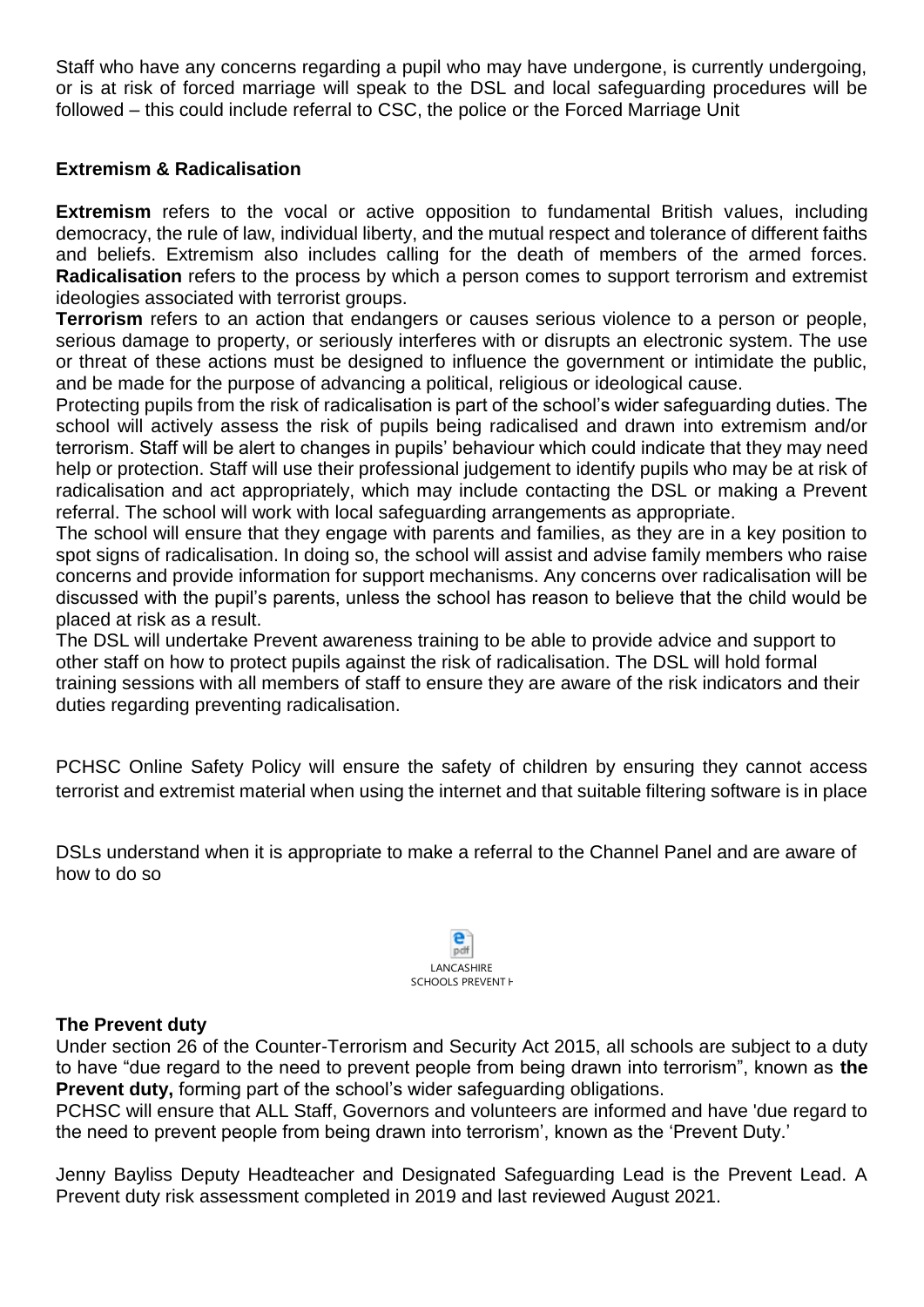Staff who have any concerns regarding a pupil who may have undergone, is currently undergoing, or is at risk of forced marriage will speak to the DSL and local safeguarding procedures will be followed – this could include referral to CSC, the police or the Forced Marriage Unit

**Extremism & Radicalisation**

**Extremism** refers to the vocal or active opposition to fundamental British values, including democracy, the rule of law, individual liberty, and the mutual respect and tolerance of different faiths and beliefs. Extremism also includes calling for the death of members of the armed forces. **Radicalisation** refers to the process by which a person comes to support terrorism and extremist ideologies associated with terrorist groups.

**Terrorism** refers to an action that endangers or causes serious violence to a person or people, serious damage to property, or seriously interferes with or disrupts an electronic system. The use or threat of these actions must be designed to influence the government or intimidate the public, and be made for the purpose of advancing a political, religious or ideological cause.

Protecting pupils from the risk of radicalisation is part of the school's wider safeguarding duties. The school will actively assess the risk of pupils being radicalised and drawn into extremism and/or terrorism. Staff will be alert to changes in pupils' behaviour which could indicate that they may need help or protection. Staff will use their professional judgement to identify pupils who may be at risk of radicalisation and act appropriately, which may include contacting the DSL or making a Prevent referral. The school will work with local safeguarding arrangements as appropriate.

The school will ensure that they engage with parents and families, as they are in a key position to spot signs of radicalisation. In doing so, the school will assist and advise family members who raise concerns and provide information for support mechanisms. Any concerns over radicalisation will be discussed with the pupil's parents, unless the school has reason to believe that the child would be placed at risk as a result.

The DSL will undertake Prevent awareness training to be able to provide advice and support to other staff on how to protect pupils against the risk of radicalisation. The DSL will hold formal training sessions with all members of staff to ensure they are aware of the risk indicators and their duties regarding preventing radicalisation.

PCHSC Online Safety Policy will ensure the safety of children by ensuring they cannot access terrorist and extremist material when using the internet and that suitable filtering software is in place

DSLs understand when it is appropriate to make a referral to the Channel Panel and are aware of how to do so

LANCASHIRE SCHOOLS PREVENT H

**The Prevent duty**

Under section 26 of the Counter-Terrorism and Security Act 2015, all schools are subject to a duty to have "due regard to the need to prevent people from being drawn into terrorism", known as **the Prevent duty,** forming part of the school's wider safeguarding obligations.

PCHSC will ensure that ALL Staff, Governors and volunteers are informed and have 'due regard to the need to prevent people from being drawn into terrorism', known as the 'Prevent Duty.'

Jenny Bayliss Deputy Headteacher and Designated Safeguarding Lead is the Prevent Lead. A Prevent duty risk assessment completed in 2019 and last reviewed August 2021.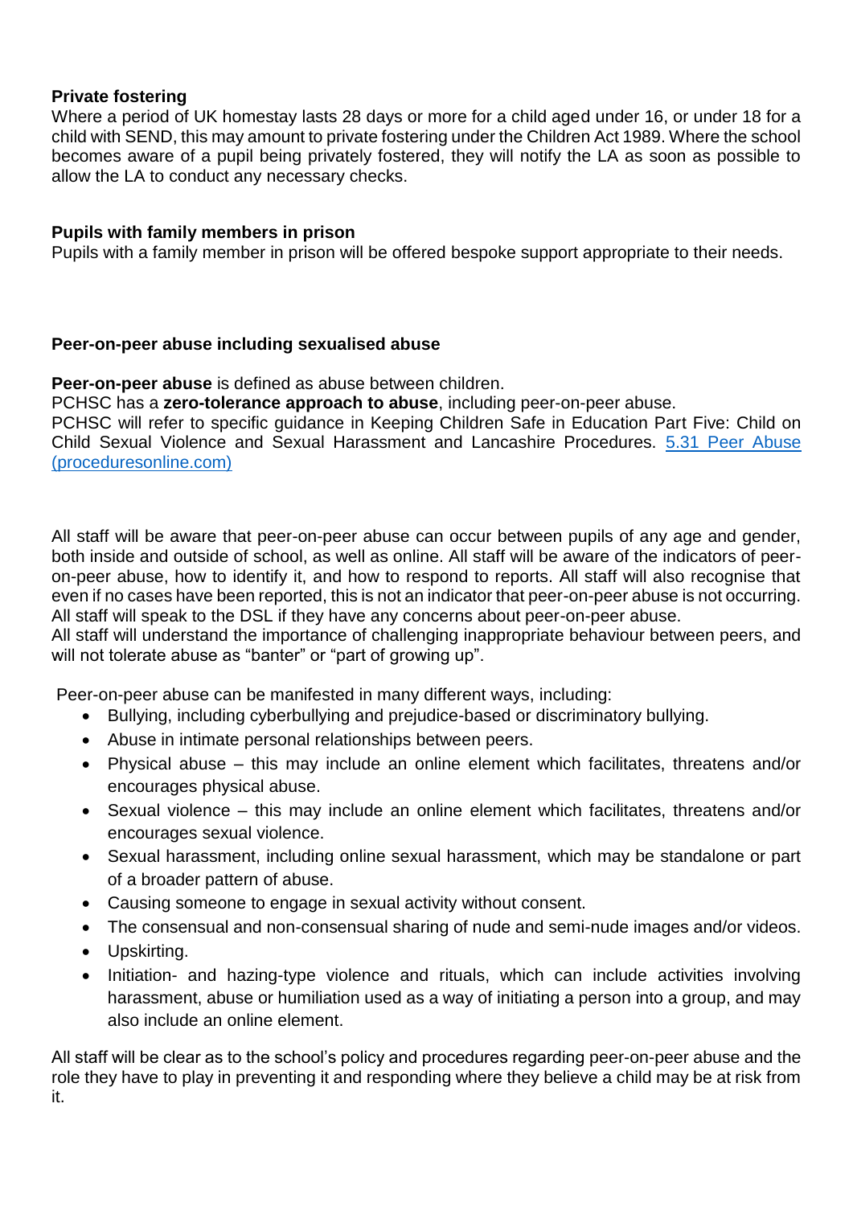**Private fostering**
Where a period of UK homestay lasts 28 days or more for a child aged under 16, or under 18 for a child with SEND, this may amount to private fostering under the Children Act 1989. Where the school becomes aware of a pupil being privately fostered, they will notify the LA as soon as possible to allow the LA to conduct any necessary checks.

**Pupils with family members in prison**
Pupils with a family member in prison will be offered bespoke support appropriate to their needs.

**Peer-on-peer abuse including sexualised abuse**

**Peer-on-peer abuse** is defined as abuse between children.
PCHSC has a **zero-tolerance approach to abuse**, including peer-on-peer abuse.
PCHSC will refer to specific guidance in Keeping Children Safe in Education Part Five: Child on Child Sexual Violence and Sexual Harassment and Lancashire Procedures. [5.31 Peer Abuse (proceduresonline.com)]

All staff will be aware that peer-on-peer abuse can occur between pupils of any age and gender, both inside and outside of school, as well as online. All staff will be aware of the indicators of peer-on-peer abuse, how to identify it, and how to respond to reports. All staff will also recognise that even if no cases have been reported, this is not an indicator that peer-on-peer abuse is not occurring. All staff will speak to the DSL if they have any concerns about peer-on-peer abuse.
All staff will understand the importance of challenging inappropriate behaviour between peers, and will not tolerate abuse as "banter" or "part of growing up".

Peer-on-peer abuse can be manifested in many different ways, including:

- Bullying, including cyberbullying and prejudice-based or discriminatory bullying.
- Abuse in intimate personal relationships between peers.
- Physical abuse – this may include an online element which facilitates, threatens and/or encourages physical abuse.
- Sexual violence – this may include an online element which facilitates, threatens and/or encourages sexual violence.
- Sexual harassment, including online sexual harassment, which may be standalone or part of a broader pattern of abuse.
- Causing someone to engage in sexual activity without consent.
- The consensual and non-consensual sharing of nude and semi-nude images and/or videos.
- Upskirting.
- Initiation- and hazing-type violence and rituals, which can include activities involving harassment, abuse or humiliation used as a way of initiating a person into a group, and may also include an online element.

All staff will be clear as to the school's policy and procedures regarding peer-on-peer abuse and the role they have to play in preventing it and responding where they believe a child may be at risk from it.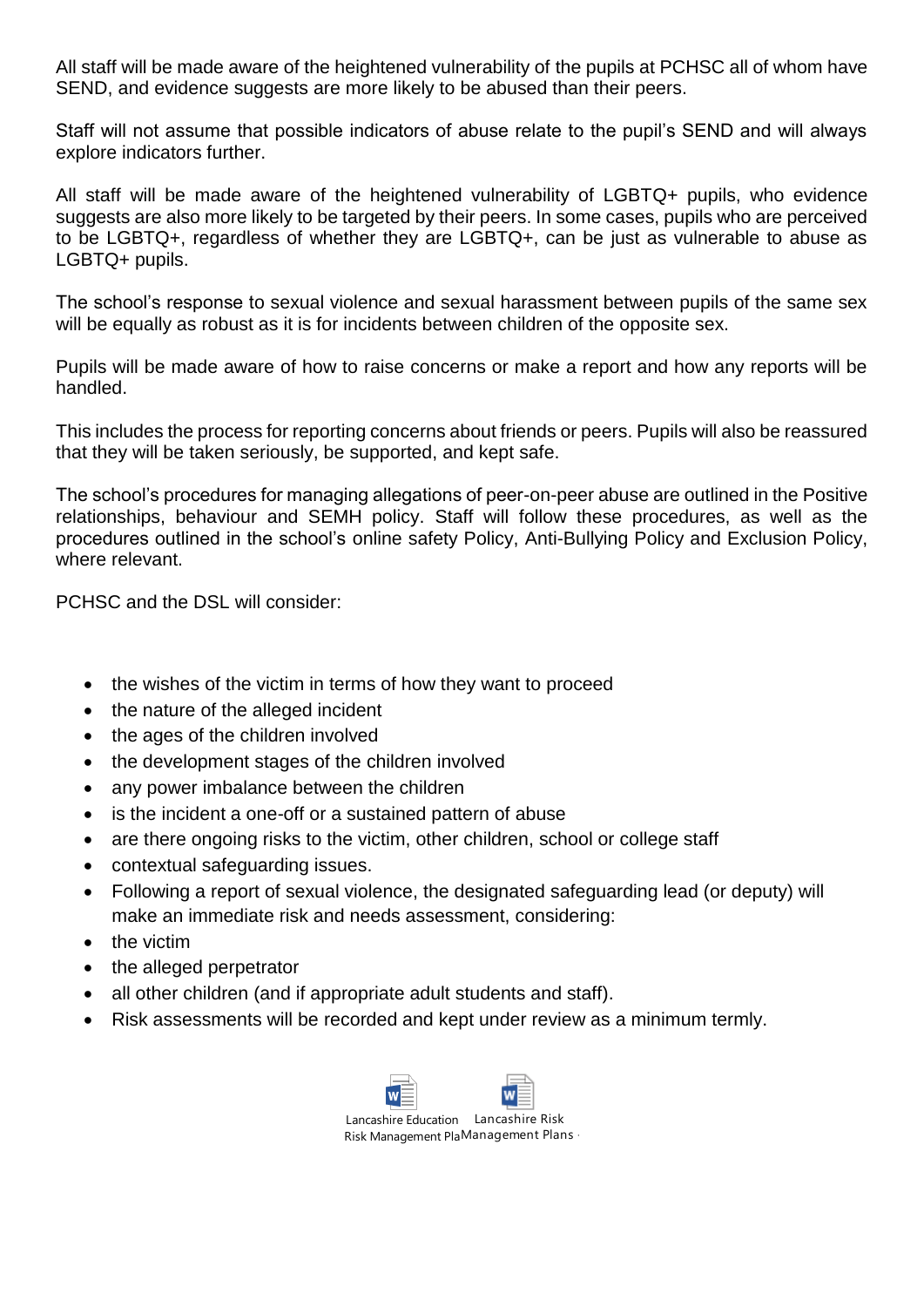All staff will be made aware of the heightened vulnerability of the pupils at PCHSC all of whom have SEND, and evidence suggests are more likely to be abused than their peers.

Staff will not assume that possible indicators of abuse relate to the pupil's SEND and will always explore indicators further.

All staff will be made aware of the heightened vulnerability of LGBTQ+ pupils, who evidence suggests are also more likely to be targeted by their peers. In some cases, pupils who are perceived to be LGBTQ+, regardless of whether they are LGBTQ+, can be just as vulnerable to abuse as LGBTQ+ pupils.

The school's response to sexual violence and sexual harassment between pupils of the same sex will be equally as robust as it is for incidents between children of the opposite sex.

Pupils will be made aware of how to raise concerns or make a report and how any reports will be handled.

This includes the process for reporting concerns about friends or peers. Pupils will also be reassured that they will be taken seriously, be supported, and kept safe.

The school's procedures for managing allegations of peer-on-peer abuse are outlined in the Positive relationships, behaviour and SEMH policy. Staff will follow these procedures, as well as the procedures outlined in the school's online safety Policy, Anti-Bullying Policy and Exclusion Policy, where relevant.

PCHSC and the DSL will consider:

- the wishes of the victim in terms of how they want to proceed
- the nature of the alleged incident
- the ages of the children involved
- the development stages of the children involved
- any power imbalance between the children
- is the incident a one-off or a sustained pattern of abuse
- are there ongoing risks to the victim, other children, school or college staff
- contextual safeguarding issues.
- Following a report of sexual violence, the designated safeguarding lead (or deputy) will make an immediate risk and needs assessment, considering:
- the victim
- the alleged perpetrator
- all other children (and if appropriate adult students and staff).
- Risk assessments will be recorded and kept under review as a minimum termly.

Lancashire Education Risk Management Pla Lancashire Risk Management Plans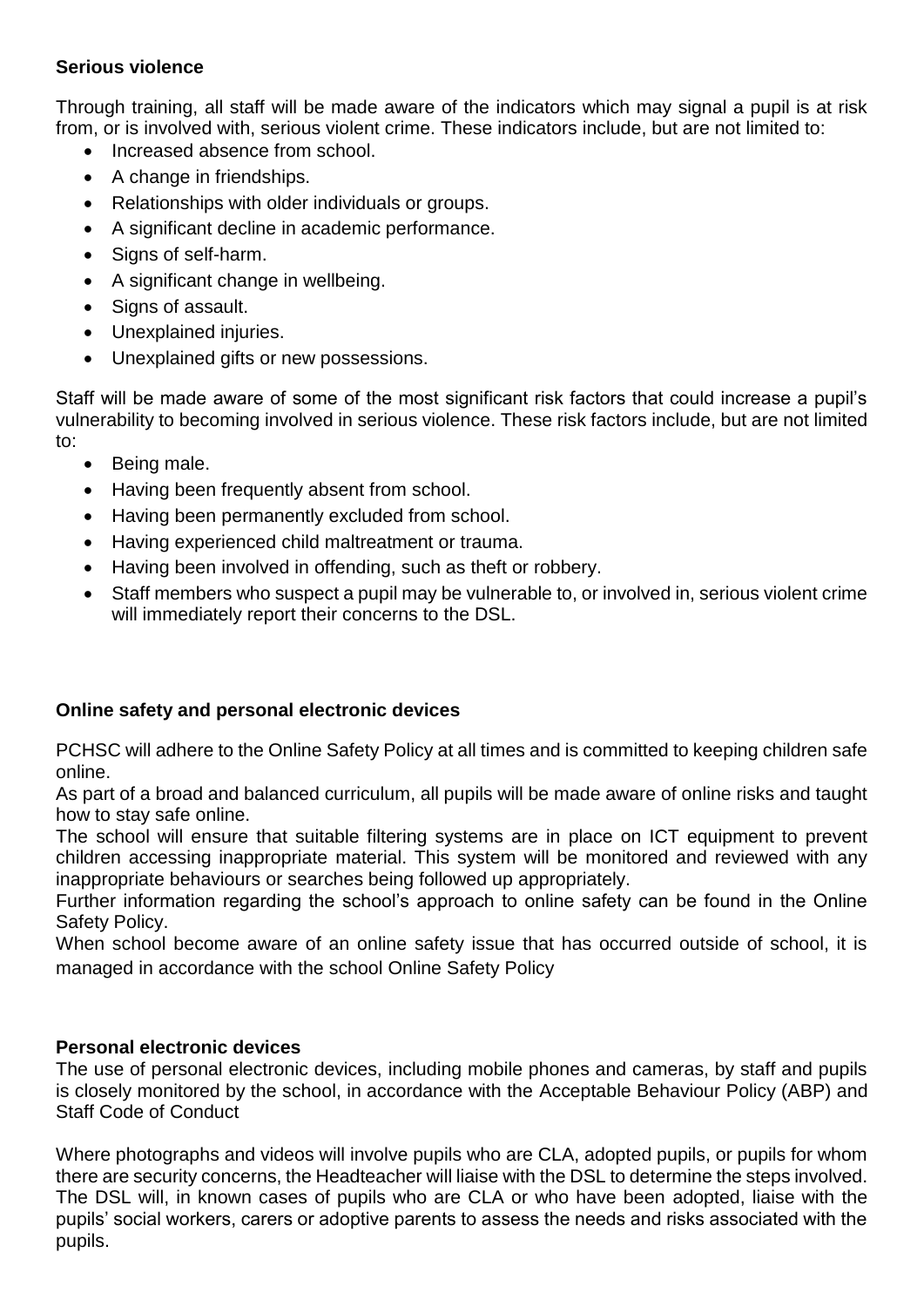**Serious violence**

Through training, all staff will be made aware of the indicators which may signal a pupil is at risk from, or is involved with, serious violent crime. These indicators include, but are not limited to:

- Increased absence from school.
- A change in friendships.
- Relationships with older individuals or groups.
- A significant decline in academic performance.
- Signs of self-harm.
- A significant change in wellbeing.
- Signs of assault.
- Unexplained injuries.
- Unexplained gifts or new possessions.

Staff will be made aware of some of the most significant risk factors that could increase a pupil's vulnerability to becoming involved in serious violence. These risk factors include, but are not limited to:

- Being male.
- Having been frequently absent from school.
- Having been permanently excluded from school.
- Having experienced child maltreatment or trauma.
- Having been involved in offending, such as theft or robbery.
- Staff members who suspect a pupil may be vulnerable to, or involved in, serious violent crime will immediately report their concerns to the DSL.

**Online safety and personal electronic devices**

PCHSC will adhere to the Online Safety Policy at all times and is committed to keeping children safe online.

As part of a broad and balanced curriculum, all pupils will be made aware of online risks and taught how to stay safe online.

The school will ensure that suitable filtering systems are in place on ICT equipment to prevent children accessing inappropriate material. This system will be monitored and reviewed with any inappropriate behaviours or searches being followed up appropriately.

Further information regarding the school's approach to online safety can be found in the Online Safety Policy.

When school become aware of an online safety issue that has occurred outside of school, it is managed in accordance with the school Online Safety Policy

**Personal electronic devices**

The use of personal electronic devices, including mobile phones and cameras, by staff and pupils is closely monitored by the school, in accordance with the Acceptable Behaviour Policy (ABP) and Staff Code of Conduct

Where photographs and videos will involve pupils who are CLA, adopted pupils, or pupils for whom there are security concerns, the Headteacher will liaise with the DSL to determine the steps involved. The DSL will, in known cases of pupils who are CLA or who have been adopted, liaise with the pupils' social workers, carers or adoptive parents to assess the needs and risks associated with the pupils.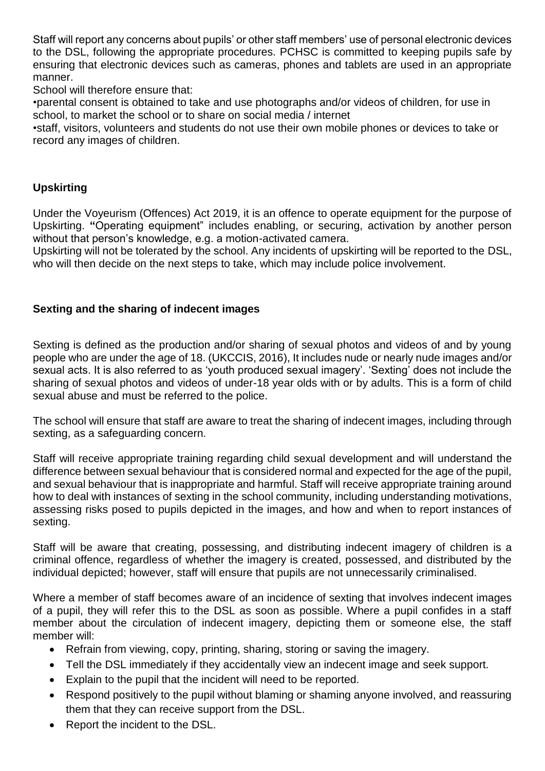Staff will report any concerns about pupils' or other staff members' use of personal electronic devices to the DSL, following the appropriate procedures. PCHSC is committed to keeping pupils safe by ensuring that electronic devices such as cameras, phones and tablets are used in an appropriate manner.

School will therefore ensure that:

•parental consent is obtained to take and use photographs and/or videos of children, for use in school, to market the school or to share on social media / internet

•staff, visitors, volunteers and students do not use their own mobile phones or devices to take or record any images of children.

**Upskirting**

Under the Voyeurism (Offences) Act 2019, it is an offence to operate equipment for the purpose of Upskirting. **"**Operating equipment" includes enabling, or securing, activation by another person without that person's knowledge, e.g. a motion-activated camera.

Upskirting will not be tolerated by the school. Any incidents of upskirting will be reported to the DSL, who will then decide on the next steps to take, which may include police involvement.

**Sexting and the sharing of indecent images**

Sexting is defined as the production and/or sharing of sexual photos and videos of and by young people who are under the age of 18. (UKCCIS, 2016), It includes nude or nearly nude images and/or sexual acts. It is also referred to as 'youth produced sexual imagery'. 'Sexting' does not include the sharing of sexual photos and videos of under-18 year olds with or by adults. This is a form of child sexual abuse and must be referred to the police.

The school will ensure that staff are aware to treat the sharing of indecent images, including through sexting, as a safeguarding concern.

Staff will receive appropriate training regarding child sexual development and will understand the difference between sexual behaviour that is considered normal and expected for the age of the pupil, and sexual behaviour that is inappropriate and harmful. Staff will receive appropriate training around how to deal with instances of sexting in the school community, including understanding motivations, assessing risks posed to pupils depicted in the images, and how and when to report instances of sexting.

Staff will be aware that creating, possessing, and distributing indecent imagery of children is a criminal offence, regardless of whether the imagery is created, possessed, and distributed by the individual depicted; however, staff will ensure that pupils are not unnecessarily criminalised.

Where a member of staff becomes aware of an incidence of sexting that involves indecent images of a pupil, they will refer this to the DSL as soon as possible. Where a pupil confides in a staff member about the circulation of indecent imagery, depicting them or someone else, the staff member will:

- Refrain from viewing, copy, printing, sharing, storing or saving the imagery.
- Tell the DSL immediately if they accidentally view an indecent image and seek support.
- Explain to the pupil that the incident will need to be reported.
- Respond positively to the pupil without blaming or shaming anyone involved, and reassuring them that they can receive support from the DSL.
- Report the incident to the DSL.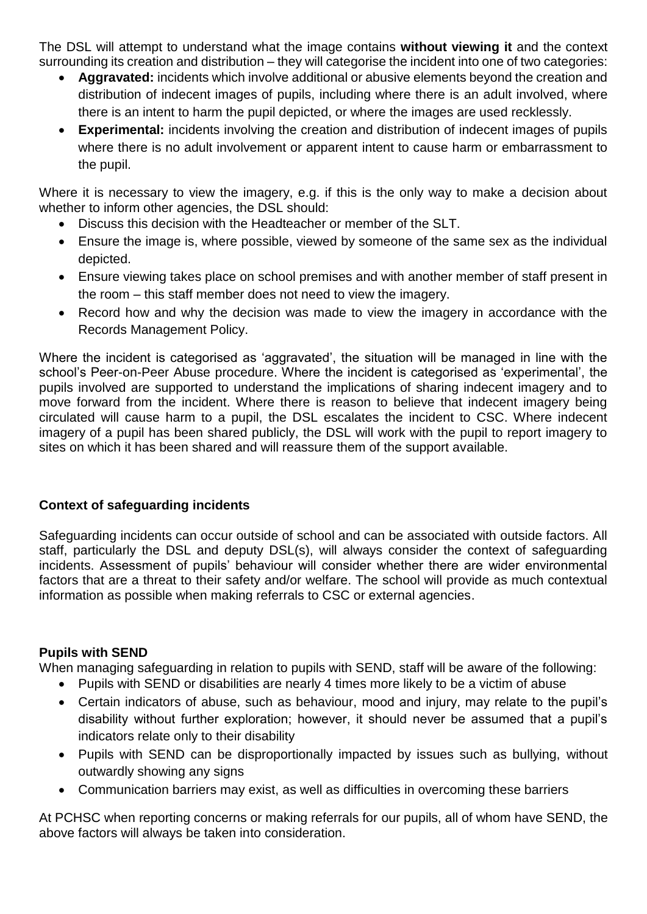The DSL will attempt to understand what the image contains **without viewing it** and the context surrounding its creation and distribution – they will categorise the incident into one of two categories:

- **Aggravated:** incidents which involve additional or abusive elements beyond the creation and distribution of indecent images of pupils, including where there is an adult involved, where there is an intent to harm the pupil depicted, or where the images are used recklessly.
- **Experimental:** incidents involving the creation and distribution of indecent images of pupils where there is no adult involvement or apparent intent to cause harm or embarrassment to the pupil.

Where it is necessary to view the imagery, e.g. if this is the only way to make a decision about whether to inform other agencies, the DSL should:

- Discuss this decision with the Headteacher or member of the SLT.
- Ensure the image is, where possible, viewed by someone of the same sex as the individual depicted.
- Ensure viewing takes place on school premises and with another member of staff present in the room – this staff member does not need to view the imagery.
- Record how and why the decision was made to view the imagery in accordance with the Records Management Policy.

Where the incident is categorised as 'aggravated', the situation will be managed in line with the school's Peer-on-Peer Abuse procedure. Where the incident is categorised as 'experimental', the pupils involved are supported to understand the implications of sharing indecent imagery and to move forward from the incident. Where there is reason to believe that indecent imagery being circulated will cause harm to a pupil, the DSL escalates the incident to CSC. Where indecent imagery of a pupil has been shared publicly, the DSL will work with the pupil to report imagery to sites on which it has been shared and will reassure them of the support available.

**Context of safeguarding incidents**

Safeguarding incidents can occur outside of school and can be associated with outside factors. All staff, particularly the DSL and deputy DSL(s), will always consider the context of safeguarding incidents. Assessment of pupils' behaviour will consider whether there are wider environmental factors that are a threat to their safety and/or welfare. The school will provide as much contextual information as possible when making referrals to CSC or external agencies.

**Pupils with SEND**

When managing safeguarding in relation to pupils with SEND, staff will be aware of the following:

- Pupils with SEND or disabilities are nearly 4 times more likely to be a victim of abuse
- Certain indicators of abuse, such as behaviour, mood and injury, may relate to the pupil's disability without further exploration; however, it should never be assumed that a pupil's indicators relate only to their disability
- Pupils with SEND can be disproportionally impacted by issues such as bullying, without outwardly showing any signs
- Communication barriers may exist, as well as difficulties in overcoming these barriers

At PCHSC when reporting concerns or making referrals for our pupils, all of whom have SEND, the above factors will always be taken into consideration.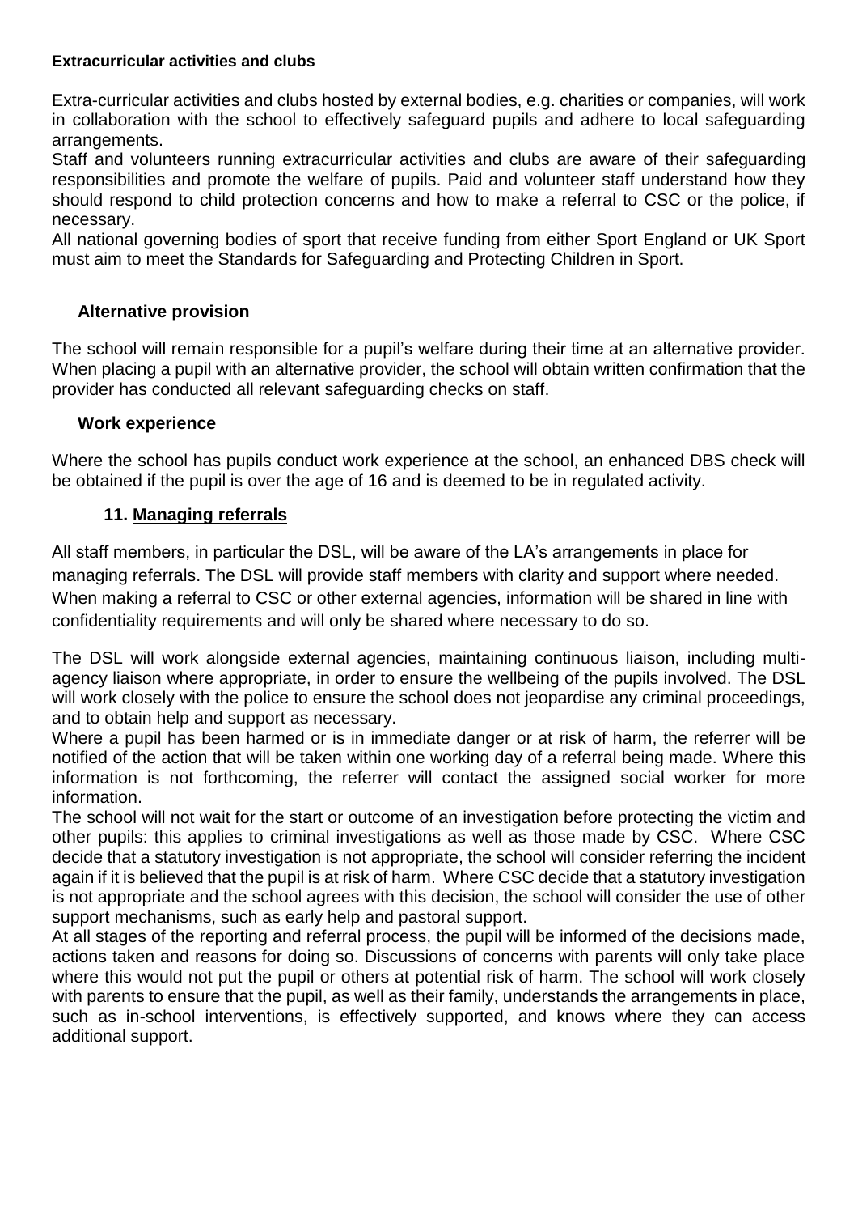**Extracurricular activities and clubs**

Extra-curricular activities and clubs hosted by external bodies, e.g. charities or companies, will work in collaboration with the school to effectively safeguard pupils and adhere to local safeguarding arrangements.

Staff and volunteers running extracurricular activities and clubs are aware of their safeguarding responsibilities and promote the welfare of pupils. Paid and volunteer staff understand how they should respond to child protection concerns and how to make a referral to CSC or the police, if necessary.

All national governing bodies of sport that receive funding from either Sport England or UK Sport must aim to meet the Standards for Safeguarding and Protecting Children in Sport.

**Alternative provision**

The school will remain responsible for a pupil's welfare during their time at an alternative provider. When placing a pupil with an alternative provider, the school will obtain written confirmation that the provider has conducted all relevant safeguarding checks on staff.

**Work experience**

Where the school has pupils conduct work experience at the school, an enhanced DBS check will be obtained if the pupil is over the age of 16 and is deemed to be in regulated activity.

## 11. Managing referrals

All staff members, in particular the DSL, will be aware of the LA's arrangements in place for managing referrals. The DSL will provide staff members with clarity and support where needed. When making a referral to CSC or other external agencies, information will be shared in line with confidentiality requirements and will only be shared where necessary to do so.

The DSL will work alongside external agencies, maintaining continuous liaison, including multi-agency liaison where appropriate, in order to ensure the wellbeing of the pupils involved. The DSL will work closely with the police to ensure the school does not jeopardise any criminal proceedings, and to obtain help and support as necessary.

Where a pupil has been harmed or is in immediate danger or at risk of harm, the referrer will be notified of the action that will be taken within one working day of a referral being made. Where this information is not forthcoming, the referrer will contact the assigned social worker for more information.

The school will not wait for the start or outcome of an investigation before protecting the victim and other pupils: this applies to criminal investigations as well as those made by CSC. Where CSC decide that a statutory investigation is not appropriate, the school will consider referring the incident again if it is believed that the pupil is at risk of harm. Where CSC decide that a statutory investigation is not appropriate and the school agrees with this decision, the school will consider the use of other support mechanisms, such as early help and pastoral support.

At all stages of the reporting and referral process, the pupil will be informed of the decisions made, actions taken and reasons for doing so. Discussions of concerns with parents will only take place where this would not put the pupil or others at potential risk of harm. The school will work closely with parents to ensure that the pupil, as well as their family, understands the arrangements in place, such as in-school interventions, is effectively supported, and knows where they can access additional support.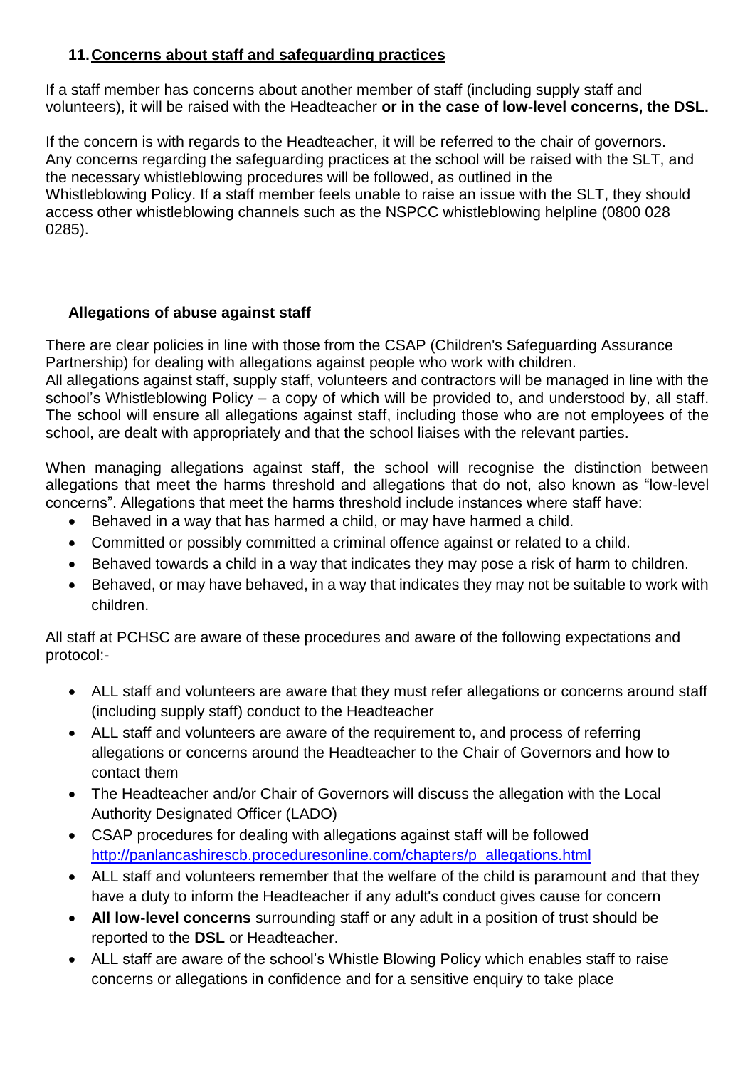## 11. Concerns about staff and safeguarding practices

If a staff member has concerns about another member of staff (including supply staff and volunteers), it will be raised with the Headteacher **or in the case of low-level concerns, the DSL.**

If the concern is with regards to the Headteacher, it will be referred to the chair of governors. Any concerns regarding the safeguarding practices at the school will be raised with the SLT, and the necessary whistleblowing procedures will be followed, as outlined in the Whistleblowing Policy. If a staff member feels unable to raise an issue with the SLT, they should access other whistleblowing channels such as the NSPCC whistleblowing helpline (0800 028 0285).

### Allegations of abuse against staff

There are clear policies in line with those from the CSAP (Children's Safeguarding Assurance Partnership) for dealing with allegations against people who work with children.
All allegations against staff, supply staff, volunteers and contractors will be managed in line with the school's Whistleblowing Policy – a copy of which will be provided to, and understood by, all staff. The school will ensure all allegations against staff, including those who are not employees of the school, are dealt with appropriately and that the school liaises with the relevant parties.

When managing allegations against staff, the school will recognise the distinction between allegations that meet the harms threshold and allegations that do not, also known as "low-level concerns". Allegations that meet the harms threshold include instances where staff have:

- Behaved in a way that has harmed a child, or may have harmed a child.
- Committed or possibly committed a criminal offence against or related to a child.
- Behaved towards a child in a way that indicates they may pose a risk of harm to children.
- Behaved, or may have behaved, in a way that indicates they may not be suitable to work with children.

All staff at PCHSC are aware of these procedures and aware of the following expectations and protocol:-

- ALL staff and volunteers are aware that they must refer allegations or concerns around staff (including supply staff) conduct to the Headteacher
- ALL staff and volunteers are aware of the requirement to, and process of referring allegations or concerns around the Headteacher to the Chair of Governors and how to contact them
- The Headteacher and/or Chair of Governors will discuss the allegation with the Local Authority Designated Officer (LADO)
- CSAP procedures for dealing with allegations against staff will be followed [http://panlancashirescb.proceduresonline.com/chapters/p_allegations.html](http://panlancashirescb.proceduresonline.com/chapters/p_allegations.html)
- ALL staff and volunteers remember that the welfare of the child is paramount and that they have a duty to inform the Headteacher if any adult's conduct gives cause for concern
- **All low-level concerns** surrounding staff or any adult in a position of trust should be reported to the **DSL** or Headteacher.
- ALL staff are aware of the school's Whistle Blowing Policy which enables staff to raise concerns or allegations in confidence and for a sensitive enquiry to take place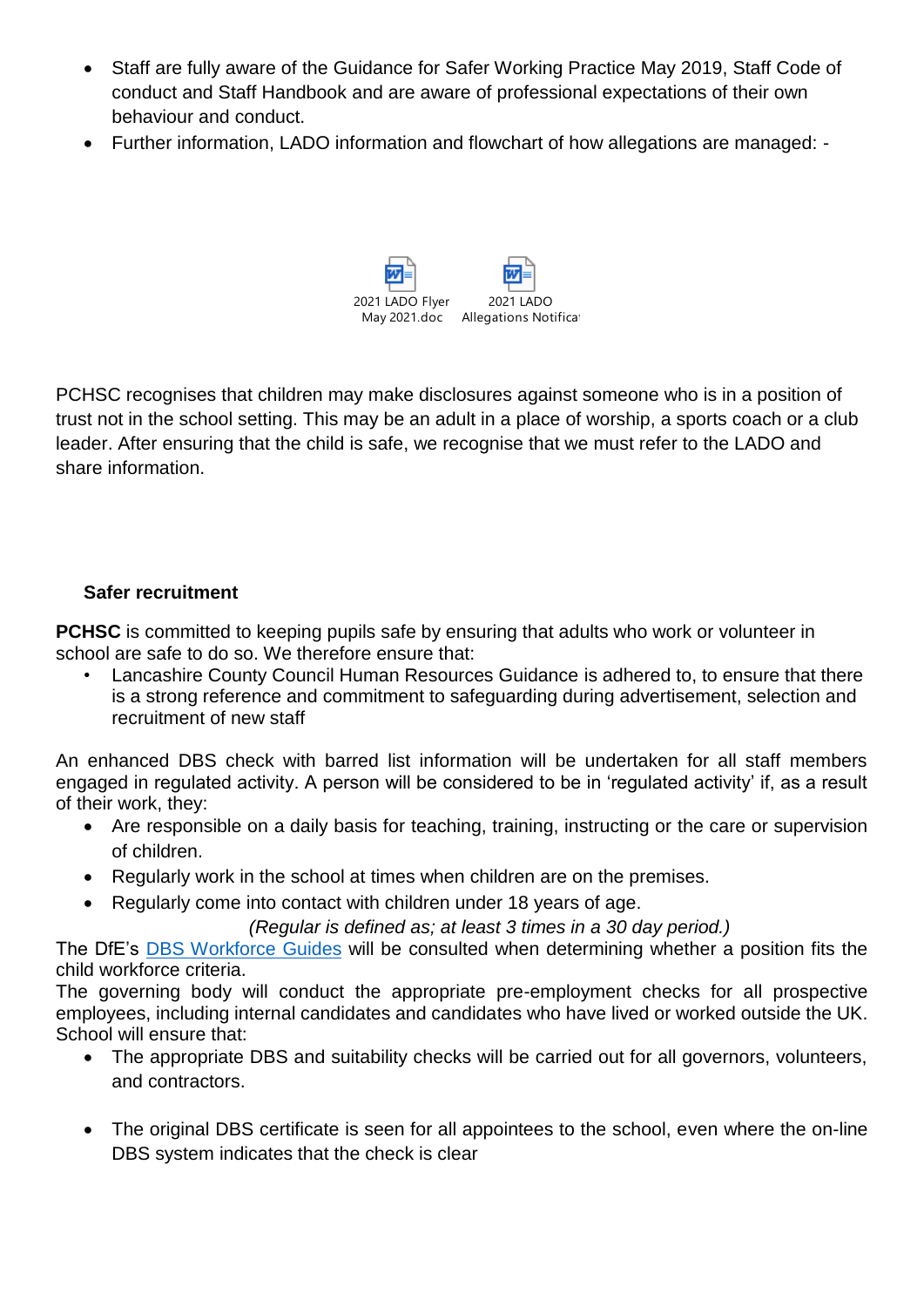- Staff are fully aware of the Guidance for Safer Working Practice May 2019, Staff Code of conduct and Staff Handbook and are aware of professional expectations of their own behaviour and conduct.
- Further information, LADO information and flowchart of how allegations are managed: -

2021 LADO Flyer May 2021.doc    2021 LADO Allegations Notifica

PCHSC recognises that children may make disclosures against someone who is in a position of trust not in the school setting. This may be an adult in a place of worship, a sports coach or a club leader. After ensuring that the child is safe, we recognise that we must refer to the LADO and share information.

### Safer recruitment

**PCHSC** is committed to keeping pupils safe by ensuring that adults who work or volunteer in school are safe to do so. We therefore ensure that:

- Lancashire County Council Human Resources Guidance is adhered to, to ensure that there is a strong reference and commitment to safeguarding during advertisement, selection and recruitment of new staff

An enhanced DBS check with barred list information will be undertaken for all staff members engaged in regulated activity. A person will be considered to be in 'regulated activity' if, as a result of their work, they:

- Are responsible on a daily basis for teaching, training, instructing or the care or supervision of children.
- Regularly work in the school at times when children are on the premises.
- Regularly come into contact with children under 18 years of age.

*(Regular is defined as; at least 3 times in a 30 day period.)*

The DfE's DBS Workforce Guides will be consulted when determining whether a position fits the child workforce criteria.

The governing body will conduct the appropriate pre-employment checks for all prospective employees, including internal candidates and candidates who have lived or worked outside the UK. School will ensure that:

- The appropriate DBS and suitability checks will be carried out for all governors, volunteers, and contractors.
- The original DBS certificate is seen for all appointees to the school, even where the on-line DBS system indicates that the check is clear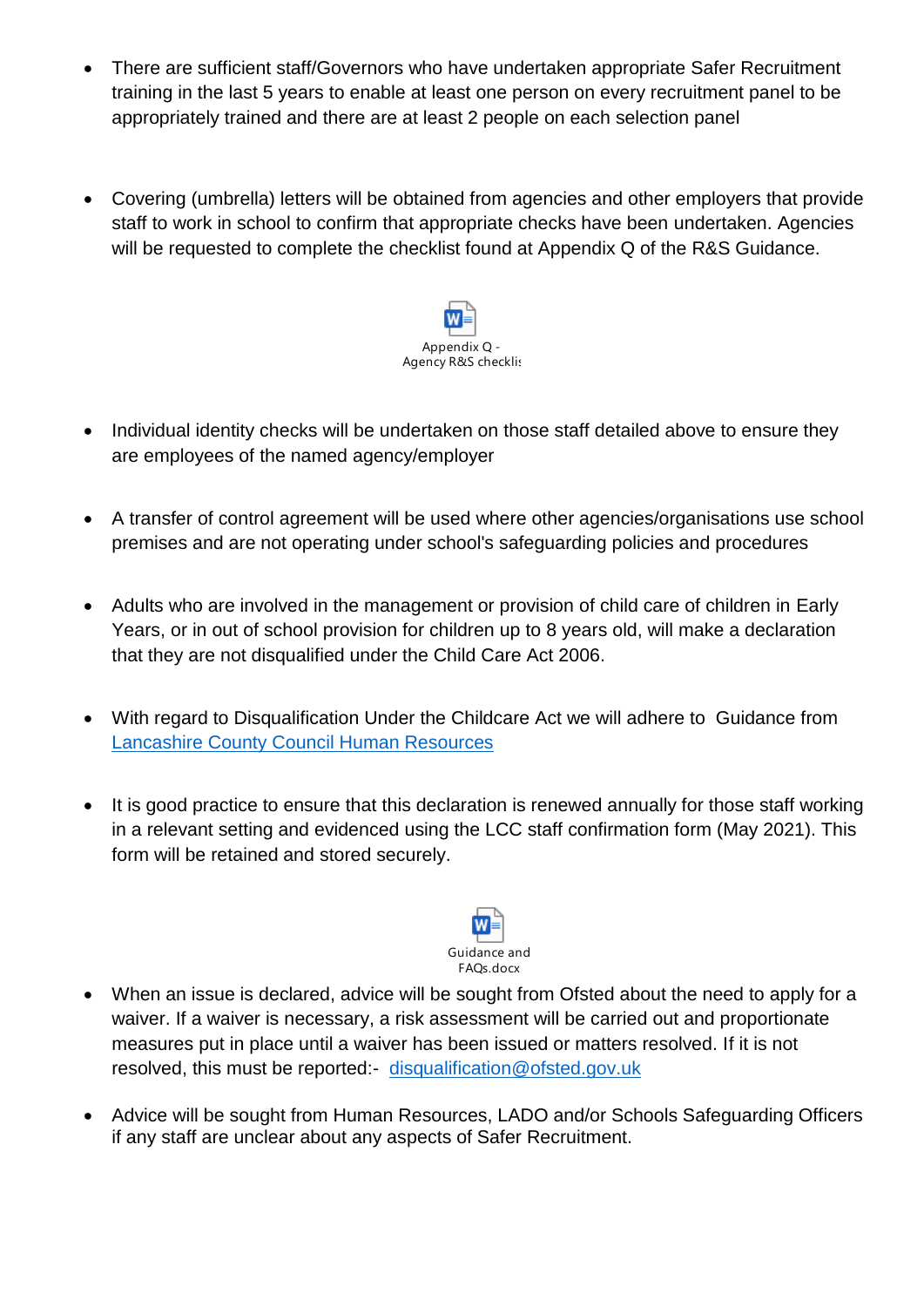- There are sufficient staff/Governors who have undertaken appropriate Safer Recruitment training in the last 5 years to enable at least one person on every recruitment panel to be appropriately trained and there are at least 2 people on each selection panel

- Covering (umbrella) letters will be obtained from agencies and other employers that provide staff to work in school to confirm that appropriate checks have been undertaken. Agencies will be requested to complete the checklist found at Appendix Q of the R&S Guidance.

Appendix Q - Agency R&S checklis

- Individual identity checks will be undertaken on those staff detailed above to ensure they are employees of the named agency/employer

- A transfer of control agreement will be used where other agencies/organisations use school premises and are not operating under school's safeguarding policies and procedures

- Adults who are involved in the management or provision of child care of children in Early Years, or in out of school provision for children up to 8 years old, will make a declaration that they are not disqualified under the Child Care Act 2006.

- With regard to Disqualification Under the Childcare Act we will adhere to Guidance from Lancashire County Council Human Resources

- It is good practice to ensure that this declaration is renewed annually for those staff working in a relevant setting and evidenced using the LCC staff confirmation form (May 2021). This form will be retained and stored securely.

Guidance and FAQs.docx

- When an issue is declared, advice will be sought from Ofsted about the need to apply for a waiver. If a waiver is necessary, a risk assessment will be carried out and proportionate measures put in place until a waiver has been issued or matters resolved. If it is not resolved, this must be reported:- disqualification@ofsted.gov.uk

- Advice will be sought from Human Resources, LADO and/or Schools Safeguarding Officers if any staff are unclear about any aspects of Safer Recruitment.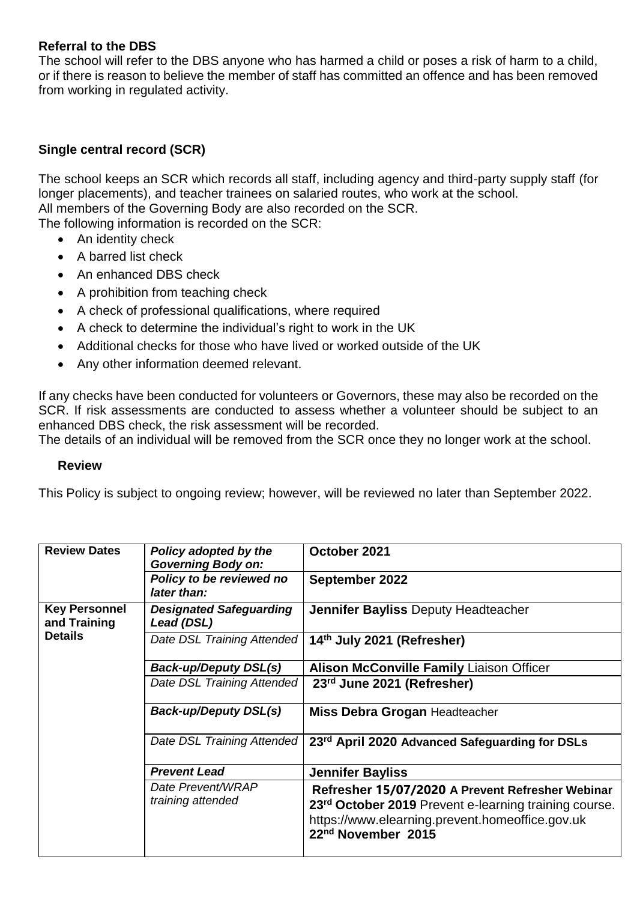**Referral to the DBS**

The school will refer to the DBS anyone who has harmed a child or poses a risk of harm to a child, or if there is reason to believe the member of staff has committed an offence and has been removed from working in regulated activity.

**Single central record (SCR)**

The school keeps an SCR which records all staff, including agency and third-party supply staff (for longer placements), and teacher trainees on salaried routes, who work at the school.
All members of the Governing Body are also recorded on the SCR.
The following information is recorded on the SCR:

- An identity check
- A barred list check
- An enhanced DBS check
- A prohibition from teaching check
- A check of professional qualifications, where required
- A check to determine the individual's right to work in the UK
- Additional checks for those who have lived or worked outside of the UK
- Any other information deemed relevant.

If any checks have been conducted for volunteers or Governors, these may also be recorded on the SCR. If risk assessments are conducted to assess whether a volunteer should be subject to an enhanced DBS check, the risk assessment will be recorded.
The details of an individual will be removed from the SCR once they no longer work at the school.

**Review**

This Policy is subject to ongoing review; however, will be reviewed no later than September 2022.

| **Review Dates** | ***Policy adopted by the Governing Body on:*** | **October 2021** |
|---|---|---|
| | ***Policy to be reviewed no later than:*** | **September 2022** |
| **Key Personnel and Training Details** | ***Designated Safeguarding Lead (DSL)*** | **Jennifer Bayliss** Deputy Headteacher |
| | *Date DSL Training Attended* | **14th July 2021 (Refresher)** |
| | ***Back-up/Deputy DSL(s)*** | **Alison McConville Family** Liaison Officer |
| | *Date DSL Training Attended* | **23rd June 2021 (Refresher)** |
| | ***Back-up/Deputy DSL(s)*** | **Miss Debra Grogan** Headteacher |
| | *Date DSL Training Attended* | **23rd April 2020 Advanced Safeguarding for DSLs** |
| | ***Prevent Lead*** | **Jennifer Bayliss** |
| | *Date Prevent/WRAP training attended* | **Refresher 15/07/2020 A Prevent Refresher Webinar** <br> **23rd October 2019** Prevent e-learning training course. https://www.elearning.prevent.homeoffice.gov.uk <br> **22nd November 2015** |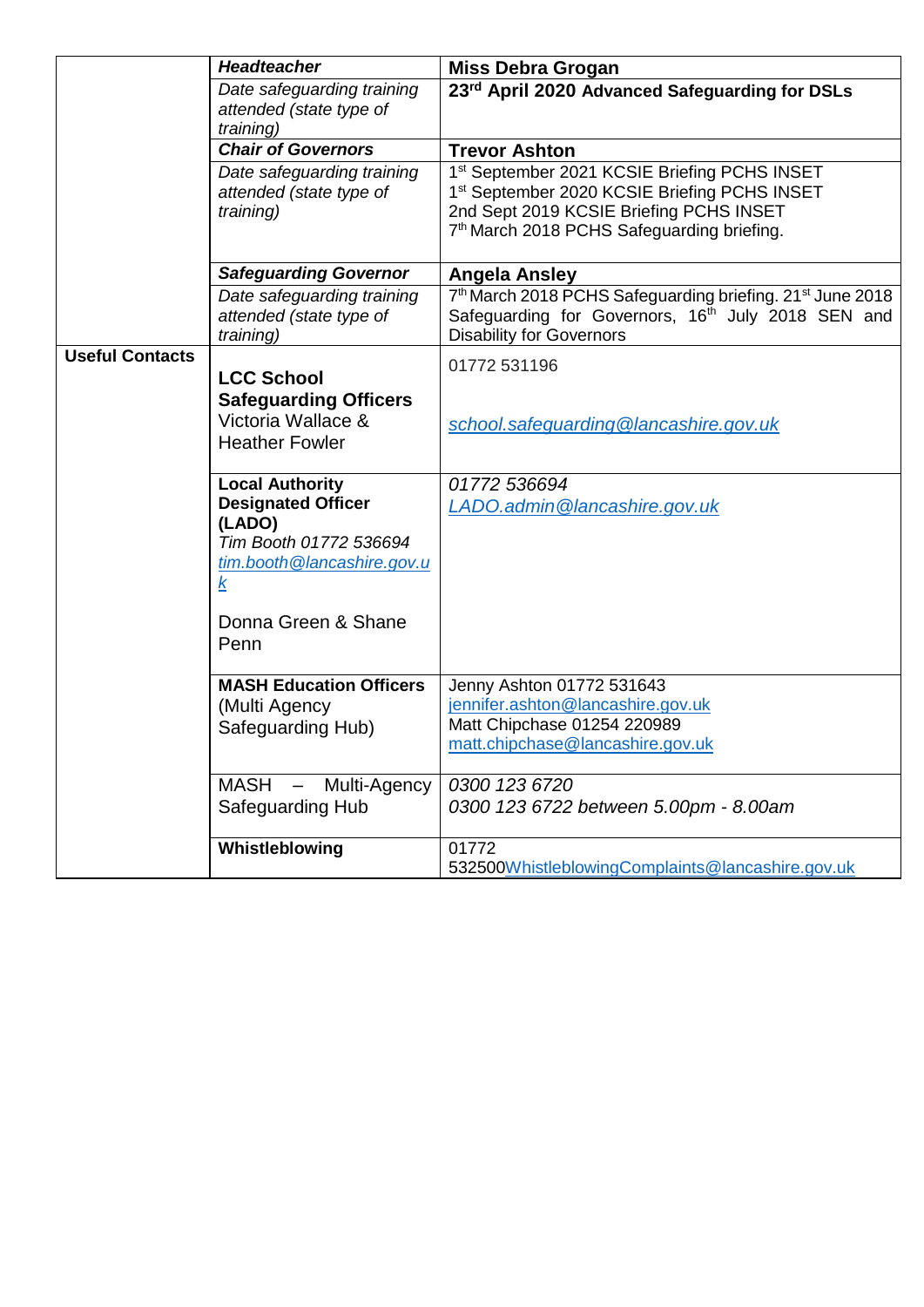| | | |
|---|---|---|
| | ***Headteacher*** | **Miss Debra Grogan** |
| | *Date safeguarding training attended (state type of training)* | **23rd April 2020 Advanced Safeguarding for DSLs** |
| | ***Chair of Governors*** | **Trevor Ashton** |
| | *Date safeguarding training attended (state type of training)* | 1st September 2021 KCSIE Briefing PCHS INSET<br>1st September 2020 KCSIE Briefing PCHS INSET<br>2nd Sept 2019 KCSIE Briefing PCHS INSET<br>7th March 2018 PCHS Safeguarding briefing. |
| | ***Safeguarding Governor*** | **Angela Ansley** |
| | *Date safeguarding training attended (state type of training)* | 7th March 2018 PCHS Safeguarding briefing. 21st June 2018 Safeguarding for Governors, 16th July 2018 SEN and Disability for Governors |
| **Useful Contacts** | **LCC School Safeguarding Officers** Victoria Wallace & Heather Fowler | 01772 531196<br><br>*school.safeguarding@lancashire.gov.uk* |
| | **Local Authority Designated Officer (LADO)**<br>*Tim Booth 01772 536694*<br>*tim.booth@lancashire.gov.uk*<br><br>Donna Green & Shane Penn | *01772 536694*<br>*LADO.admin@lancashire.gov.uk* |
| | **MASH Education Officers** (Multi Agency Safeguarding Hub) | Jenny Ashton 01772 531643<br>jennifer.ashton@lancashire.gov.uk<br>Matt Chipchase 01254 220989<br>matt.chipchase@lancashire.gov.uk |
| | MASH – Multi-Agency Safeguarding Hub | *0300 123 6720*<br>*0300 123 6722 between 5.00pm - 8.00am* |
| | **Whistleblowing** | 01772 532500WhistleblowingComplaints@lancashire.gov.uk |